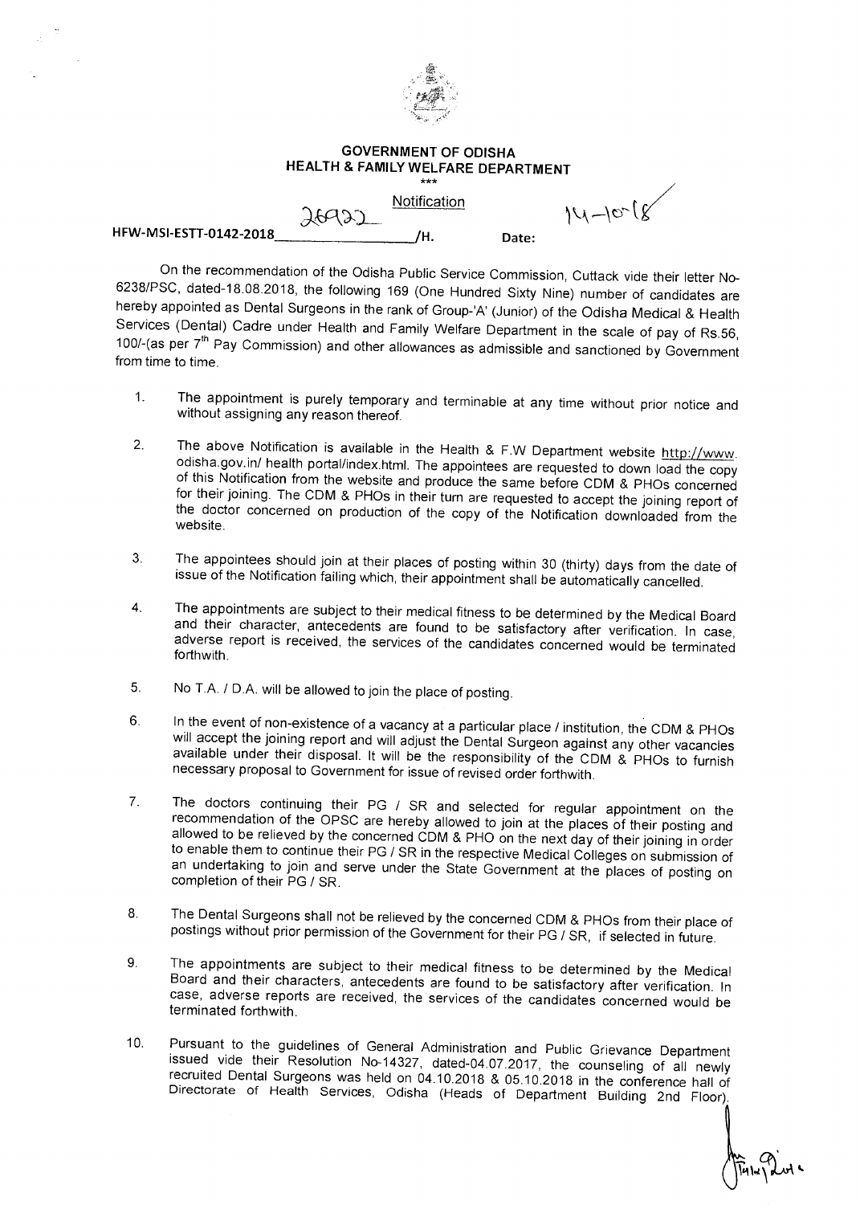**GOVERNMENT OF ODISHA**
**HEALTH & FAMILY WELFARE DEPARTMENT**

\*\*\*

Notification

HFW-MSI-ESTT-0142-2018 26922 /H. Date: 14-10-18

On the recommendation of the Odisha Public Service Commission, Cuttack vide their letter No-6238/PSC, dated-18.08.2018, the following 169 (One Hundred Sixty Nine) number of candidates are hereby appointed as Dental Surgeons in the rank of Group-'A' (Junior) of the Odisha Medical & Health Services (Dental) Cadre under Health and Family Welfare Department in the scale of pay of Rs.56, 100/-(as per 7th Pay Commission) and other allowances as admissible and sanctioned by Government from time to time.

1. The appointment is purely temporary and terminable at any time without prior notice and without assigning any reason thereof.

2. The above Notification is available in the Health & F.W Department website http://www. odisha.gov.in/ health portal/index.html. The appointees are requested to down load the copy of this Notification from the website and produce the same before CDM & PHOs concerned for their joining. The CDM & PHOs in their turn are requested to accept the joining report of the doctor concerned on production of the copy of the Notification downloaded from the website.

3. The appointees should join at their places of posting within 30 (thirty) days from the date of issue of the Notification failing which, their appointment shall be automatically cancelled.

4. The appointments are subject to their medical fitness to be determined by the Medical Board and their character, antecedents are found to be satisfactory after verification. In case, adverse report is received, the services of the candidates concerned would be terminated forthwith.

5. No T.A. / D.A. will be allowed to join the place of posting.

6. In the event of non-existence of a vacancy at a particular place / institution, the CDM & PHOs will accept the joining report and will adjust the Dental Surgeon against any other vacancies available under their disposal. It will be the responsibility of the CDM & PHOs to furnish necessary proposal to Government for issue of revised order forthwith.

7. The doctors continuing their PG / SR and selected for regular appointment on the recommendation of the OPSC are hereby allowed to join at the places of their posting and allowed to be relieved by the concerned CDM & PHO on the next day of their joining in order to enable them to continue their PG / SR in the respective Medical Colleges on submission of an undertaking to join and serve under the State Government at the places of posting on completion of their PG / SR.

8. The Dental Surgeons shall not be relieved by the concerned CDM & PHOs from their place of postings without prior permission of the Government for their PG / SR, if selected in future.

9. The appointments are subject to their medical fitness to be determined by the Medical Board and their characters, antecedents are found to be satisfactory after verification. In case, adverse reports are received, the services of the candidates concerned would be terminated forthwith.

10. Pursuant to the guidelines of General Administration and Public Grievance Department issued vide their Resolution No-14327, dated-04.07.2017, the counseling of all newly recruited Dental Surgeons was held on 04.10.2018 & 05.10.2018 in the conference hall of Directorate of Health Services, Odisha (Heads of Department Building 2nd Floor).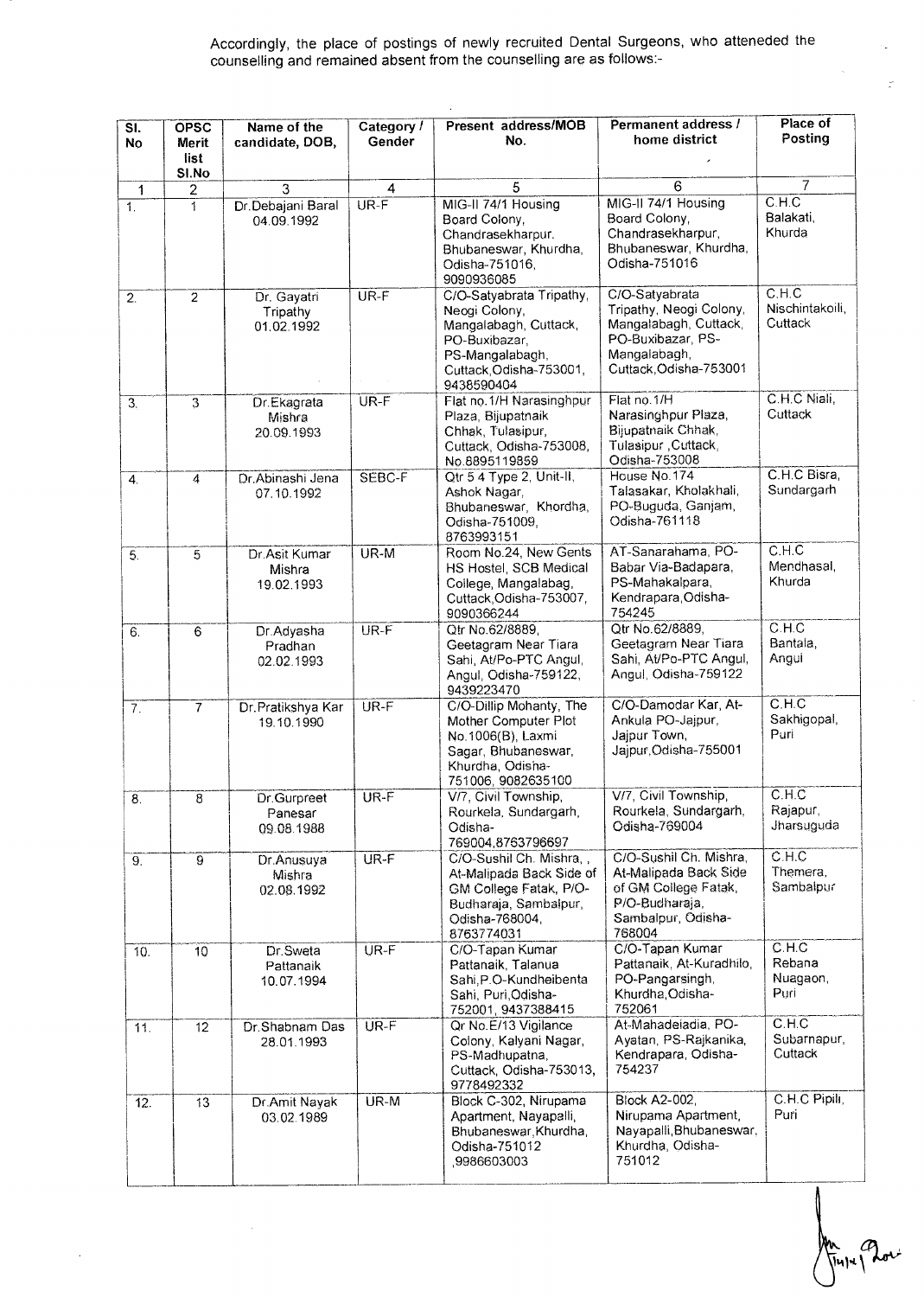Accordingly, the place of postings of newly recruited Dental Surgeons, who atteneded the counselling and remained absent from the counselling are as follows:-

| Sl. No | OPSC Merit list Sl.No | Name of the candidate, DOB, | Category / Gender | Present address/MOB No. | Permanent address / home district | Place of Posting |
|---|---|---|---|---|---|---|
| 1 | 2 | 3 | 4 | 5 | 6 | 7 |
| 1. | 1 | Dr.Debajani Baral 04.09.1992 | UR-F | MIG-II 74/1 Housing Board Colony, Chandrasekharpur. Bhubaneswar, Khurdha, Odisha-751016, 9090936085 | MIG-II 74/1 Housing Board Colony, Chandrasekharpur, Bhubaneswar, Khurdha, Odisha-751016 | C.H.C Balakati, Khurda |
| 2. | 2 | Dr. Gayatri Tripathy 01.02.1992 | UR-F | C/O-Satyabrata Tripathy, Neogi Colony, Mangalabagh, Cuttack, PO-Buxibazar, PS-Mangalabagh, Cuttack,Odisha-753001, 9438590404 | C/O-Satyabrata Tripathy, Neogi Colony, Mangalabagh, Cuttack, PO-Buxibazar, PS-Mangalabagh, Cuttack,Odisha-753001 | C.H.C Nischintakoili, Cuttack |
| 3. | 3 | Dr.Ekagrata Mishra 20.09.1993 | UR-F | Flat no.1/H Narasinghpur Plaza, Bijupatnaik Chhak, Tulasipur, Cuttack, Odisha-753008, No.8895119859 | Flat no.1/H Narasinghpur Plaza, Bijupatnaik Chhak, Tulasipur ,Cuttack, Odisha-753008 | C.H.C Niali, Cuttack |
| 4. | 4 | Dr.Abinashi Jena 07.10.1992 | SEBC-F | Qtr 5 4 Type 2, Unit-II, Ashok Nagar, Bhubaneswar, Khordha, Odisha-751009, 8763993151 | House No.174 Talasakar, Kholakhali, PO-Buguda, Ganjam, Odisha-761118 | C.H.C Bisra, Sundargarh |
| 5. | 5 | Dr.Asit Kumar Mishra 19.02.1993 | UR-M | Room No.24, New Gents HS Hostel, SCB Medical College, Mangalabag, Cuttack,Odisha-753007, 9090366244 | AT-Sanarahama, PO-Babar Via-Badapara, PS-Mahakalpara, Kendrapara,Odisha-754245 | C.H.C Mendhasal, Khurda |
| 6. | 6 | Dr.Adyasha Pradhan 02.02.1993 | UR-F | Qtr No.62/8889, Geetagram Near Tiara Sahi, At/Po-PTC Angul, Angul, Odisha-759122, 9439223470 | Qtr No.62/8889, Geetagram Near Tiara Sahi, At/Po-PTC Angul, Angul, Odisha-759122 | C.H.C Bantala, Angul |
| 7. | 7 | Dr.Pratikshya Kar 19.10.1990 | UR-F | C/O-Dillip Mohanty, The Mother Computer Plot No.1006(B), Laxmi Sagar, Bhubaneswar, Khurdha, Odisha-751006, 9082635100 | C/O-Damodar Kar, At-Ankula PO-Jajpur, Jajpur Town, Jajpur,Odisha-755001 | C.H.C Sakhigopal, Puri |
| 8. | 8 | Dr.Gurpreet Panesar 09.08.1988 | UR-F | V/7, Civil Township, Rourkela, Sundargarh, Odisha-769004,8763796697 | V/7, Civil Township, Rourkela, Sundargarh, Odisha-769004 | C.H.C Rajapur, Jharsuguda |
| 9. | 9 | Dr.Anusuya Mishra 02.08.1992 | UR-F | C/O-Sushil Ch. Mishra, , At-Malipada Back Side of GM College Fatak, P/O-Budharaja, Sambalpur, Odisha-768004, 8763774031 | C/O-Sushil Ch. Mishra, At-Malipada Back Side of GM College Fatak, P/O-Budharaja, Sambalpur, Odisha-768004 | C.H.C Themera, Sambalpur |
| 10. | 10 | Dr.Sweta Pattanaik 10.07.1994 | UR-F | C/O-Tapan Kumar Pattanaik, Talanua Sahi,P.O-Kundheibenta Sahi, Puri,Odisha-752001, 9437388415 | C/O-Tapan Kumar Pattanaik, At-Kuradhilo, PO-Pangarsingh, Khurdha,Odisha-752061 | C.H.C Rebana Nuagaon, Puri |
| 11. | 12 | Dr.Shabnam Das 28.01.1993 | UR-F | Qr No.E/13 Vigilance Colony, Kalyani Nagar, PS-Madhupatna, Cuttack, Odisha-753013, 9778492332 | At-Mahadeiadia, PO-Ayatan, PS-Rajkanika, Kendrapara, Odisha-754237 | C.H.C Subarnapur, Cuttack |
| 12. | 13 | Dr.Amit Nayak 03.02.1989 | UR-M | Block C-302, Nirupama Apartment, Nayapalli, Bhubaneswar,Khurdha, Odisha-751012 ,9986603003 | Block A2-002, Nirupama Apartment, Nayapalli,Bhubaneswar, Khurdha, Odisha-751012 | C.H.C Pipili, Puri |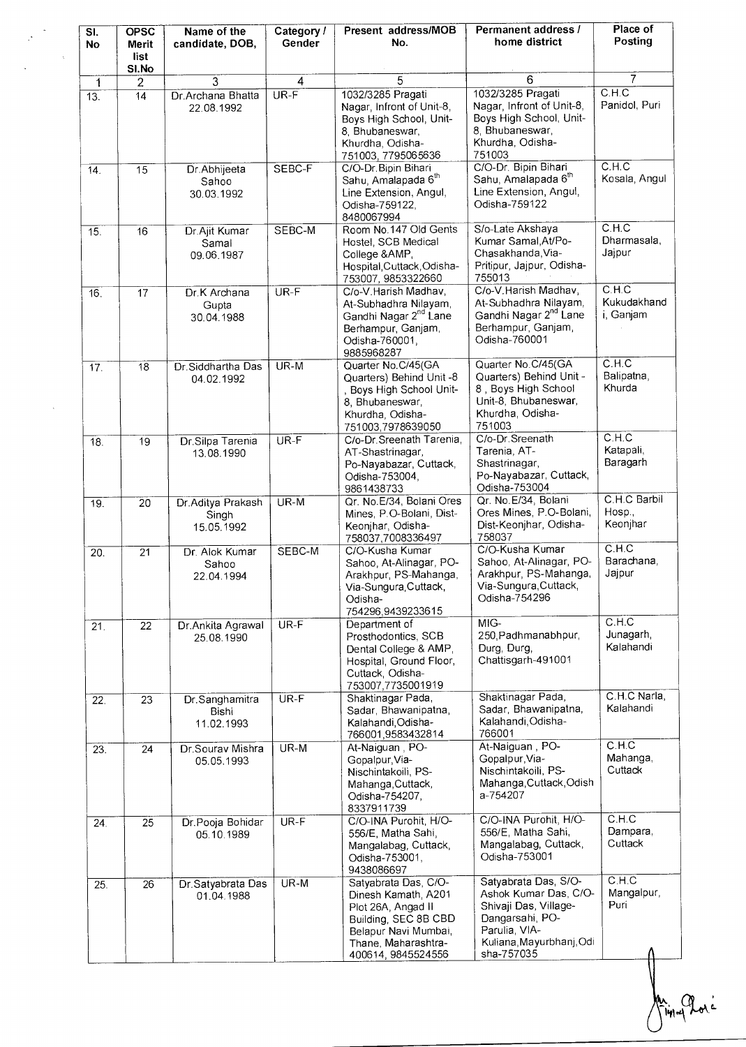| Sl. No | OPSC Merit list Sl.No | Name of the candidate, DOB, | Category / Gender | Present address/MOB No. | Permanent address / home district | Place of Posting |
|---|---|---|---|---|---|---|
| 1 | 2 | 3 | 4 | 5 | 6 | 7 |
| 13. | 14 | Dr.Archana Bhatta 22.08.1992 | UR-F | 1032/3285 Pragati Nagar, Infront of Unit-8, Boys High School, Unit-8, Bhubaneswar, Khurdha, Odisha-751003, 7795065636 | 1032/3285 Pragati Nagar, Infront of Unit-8, Boys High School, Unit-8, Bhubaneswar, Khurdha, Odisha-751003 | C.H.C Panidol, Puri |
| 14. | 15 | Dr.Abhijeeta Sahoo 30.03.1992 | SEBC-F | C/O-Dr.Bipin Bihari Sahu, Amalapada 6th Line Extension, Angul, Odisha-759122, 8480067994 | C/O-Dr. Bipin Bihari Sahu, Amalapada 6th Line Extension, Angul, Odisha-759122 | C.H.C Kosala, Angul |
| 15. | 16 | Dr.Ajit Kumar Samal 09.06.1987 | SEBC-M | Room No.147 Old Gents Hostel, SCB Medical College &AMP, Hospital,Cuttack,Odisha-753007, 9853322660 | S/o-Late Akshaya Kumar Samal,At/Po-Chasakhanda,Via-Pritipur, Jajpur, Odisha-755013 | C.H.C Dharmasala, Jajpur |
| 16. | 17 | Dr.K Archana Gupta 30.04.1988 | UR-F | C/o-V.Harish Madhav, At-Subhadhra Nilayam, Gandhi Nagar 2nd Lane Berhampur, Ganjam, Odisha-760001, 9885968287 | C/o-V.Harish Madhav, At-Subhadhra Nilayam, Gandhi Nagar 2nd Lane Berhampur, Ganjam, Odisha-760001 | C.H.C Kukudakhandi, Ganjam |
| 17. | 18 | Dr.Siddhartha Das 04.02.1992 | UR-M | Quarter No.C/45(GA Quarters) Behind Unit -8 , Boys High School Unit-8, Bhubaneswar, Khurdha, Odisha-751003,7978639050 | Quarter No.C/45(GA Quarters) Behind Unit -8 , Boys High School Unit-8, Bhubaneswar, Khurdha, Odisha-751003 | C.H.C Balipatna, Khurda |
| 18. | 19 | Dr.Silpa Tarenia 13.08.1990 | UR-F | C/o-Dr.Sreenath Tarenia, AT-Shastrinagar, Po-Nayabazar, Cuttack, Odisha-753004, 9861438733 | C/o-Dr.Sreenath Tarenia, AT-Shastrinagar, Po-Nayabazar, Cuttack, Odisha-753004 | C.H.C Katapali, Baragarh |
| 19. | 20 | Dr.Aditya Prakash Singh 15.05.1992 | UR-M | Qr. No.E/34, Bolani Ores Mines, P.O-Bolani, Dist-Keonjhar, Odisha-758037,7008336497 | Qr. No.E/34, Bolani Ores Mines, P.O-Bolani, Dist-Keonjhar, Odisha-758037 | C.H.C Barbil Hosp., Keonjhar |
| 20. | 21 | Dr. Alok Kumar Sahoo 22.04.1994 | SEBC-M | C/O-Kusha Kumar Sahoo, At-Alinagar, PO-Arakhpur, PS-Mahanga, Via-Sungura,Cuttack, Odisha-754296,9439233615 | C/O-Kusha Kumar Sahoo, At-Alinagar, PO-Arakhpur, PS-Mahanga, Via-Sungura,Cuttack, Odisha-754296 | C.H.C Barachana, Jajpur |
| 21. | 22 | Dr.Ankita Agrawal 25.08.1990 | UR-F | Department of Prosthodontics, SCB Dental College & AMP, Hospital, Ground Floor, Cuttack, Odisha-753007,7735001919 | MIG-250,Padhmanabhpur, Durg, Durg, Chattisgarh-491001 | C.H.C Junagarh, Kalahandi |
| 22. | 23 | Dr.Sanghamitra Bishi 11.02.1993 | UR-F | Shaktinagar Pada, Sadar, Bhawanipatna, Kalahandi,Odisha-766001,9583432814 | Shaktinagar Pada, Sadar, Bhawanipatna, Kalahandi,Odisha-766001 | C.H.C Narla, Kalahandi |
| 23. | 24 | Dr.Sourav Mishra 05.05.1993 | UR-M | At-Naiguan , PO-Gopalpur,Via-Nischintakoili, PS-Mahanga,Cuttack, Odisha-754207, 8337911739 | At-Naiguan , PO-Gopalpur,Via-Nischintakoili, PS-Mahanga,Cuttack,Odisha-754207 | C.H.C Mahanga, Cuttack |
| 24. | 25 | Dr.Pooja Bohidar 05.10.1989 | UR-F | C/O-INA Purohit, H/O-556/E, Matha Sahi, Mangalabag, Cuttack, Odisha-753001, 9438086697 | C/O-INA Purohit, H/O-556/E, Matha Sahi, Mangalabag, Cuttack, Odisha-753001 | C.H.C Dampara, Cuttack |
| 25. | 26 | Dr.Satyabrata Das 01.04.1988 | UR-M | Satyabrata Das, C/O-Dinesh Kamath, A201 Plot 26A, Angad II Building, SEC 8B CBD Belapur Navi Mumbai, Thane, Maharashtra-400614, 9845524556 | Satyabrata Das, S/O-Ashok Kumar Das, C/O-Shivaji Das, Village-Dangarsahi, PO-Parulia, VIA-Kuliana,Mayurbhanj,Odisha-757035 | C.H.C Mangalpur, Puri |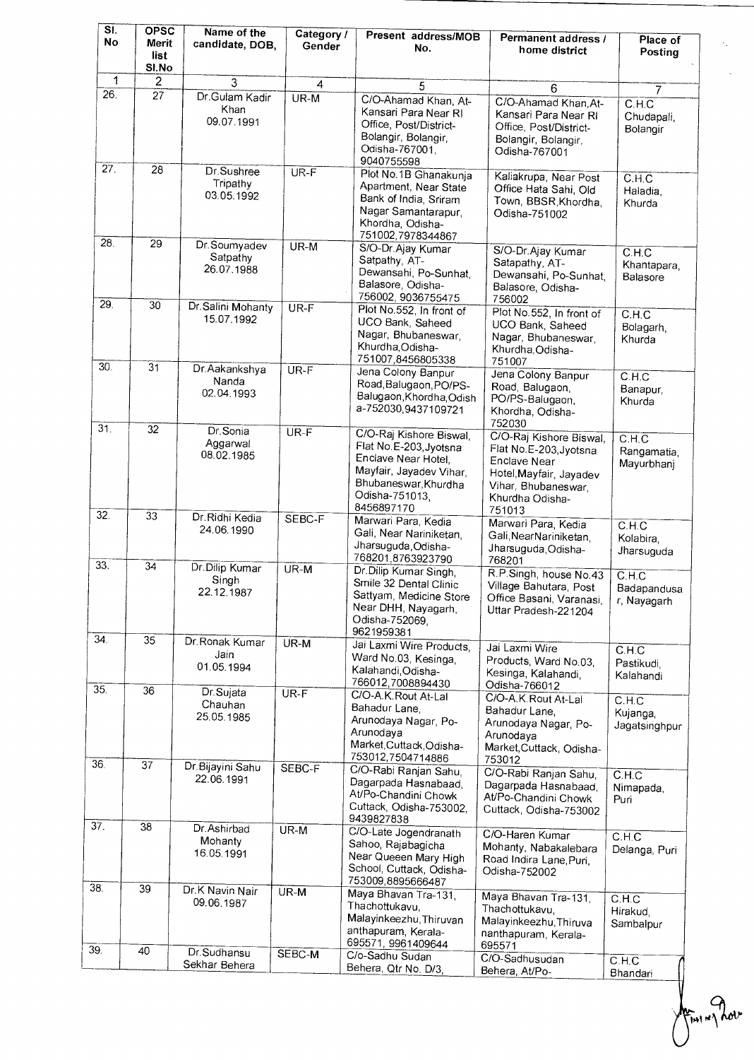| Sl. No | OPSC Merit list Sl.No | Name of the candidate, DOB, | Category / Gender | Present address/MOB No. | Permanent address / home district | Place of Posting |
|---|---|---|---|---|---|---|
| 1 | 2 | 3 | 4 | 5 | 6 | 7 |
| 26. | 27 | Dr.Gulam Kadir Khan 09.07.1991 | UR-M | C/O-Ahamad Khan, At-Kansari Para Near RI Office, Post/District-Bolangir, Bolangir, Odisha-767001, 9040755598 | C/O-Ahamad Khan,At-Kansari Para Near RI Office, Post/District-Bolangir, Bolangir, Odisha-767001 | C.H.C Chudapali, Bolangir |
| 27. | 28 | Dr.Sushree Tripathy 03.05.1992 | UR-F | Plot No.1B Ghanakunja Apartment, Near State Bank of India, Sriram Nagar Samantarapur, Khordha, Odisha-751002,7978344867 | Kaliakrupa, Near Post Office Hata Sahi, Old Town, BBSR,Khordha, Odisha-751002 | C.H.C Haladia, Khurda |
| 28. | 29 | Dr.Soumyadev Satpathy 26.07.1988 | UR-M | S/O-Dr.Ajay Kumar Satpathy, AT-Dewansahi, Po-Sunhat, Balasore, Odisha-756002, 9036755475 | S/O-Dr.Ajay Kumar Satapathy, AT-Dewansahi, Po-Sunhat, Balasore, Odisha-756002 | C.H.C Khantapara, Balasore |
| 29. | 30 | Dr.Salini Mohanty 15.07.1992 | UR-F | Plot No.552, In front of UCO Bank, Saheed Nagar, Bhubaneswar, Khurdha,Odisha-751007,8456805338 | Plot No.552, In front of UCO Bank, Saheed Nagar, Bhubaneswar, Khurdha,Odisha-751007 | C.H.C Bolagarh, Khurda |
| 30. | 31 | Dr.Aakankshya Nanda 02.04.1993 | UR-F | Jena Colony Banpur Road,Balugaon,PO/PS-Balugaon,Khordha,Odisha-752030,9437109721 | Jena Colony Banpur Road, Balugaon, PO/PS-Balugaon, Khordha, Odisha-752030 | C.H.C Banapur, Khurda |
| 31. | 32 | Dr.Sonia Aggarwal 08.02.1985 | UR-F | C/O-Raj Kishore Biswal, Flat No.E-203,Jyotsna Enclave Near Hotel, Mayfair, Jayadev Vihar, Bhubaneswar,Khurdha Odisha-751013, 8456897170 | C/O-Raj Kishore Biswal, Flat No.E-203,Jyotsna Enclave Near Hotel,Mayfair, Jayadev Vihar, Bhubaneswar, Khurdha Odisha-751013 | C.H.C Rangamatia, Mayurbhanj |
| 32. | 33 | Dr.Ridhi Kedia 24.06.1990 | SEBC-F | Marwari Para, Kedia Gali, Near Nariniketan, Jharsuguda,Odisha-768201,8763923790 | Marwari Para, Kedia Gali,NearNariniketan, Jharsuguda,Odisha-768201 | C.H.C Kolabira, Jharsuguda |
| 33. | 34 | Dr.Dilip Kumar Singh 22.12.1987 | UR-M | Dr.Dilip Kumar Singh, Smile 32 Dental Clinic Sattyam, Medicine Store Near DHH, Nayagarh, Odisha-752069, 9621959381 | R.P.Singh, house No.43 Village Bahutara, Post Office Basani, Varanasi, Uttar Pradesh-221204 | C.H.C Badapandusar, Nayagarh |
| 34. | 35 | Dr.Ronak Kumar Jain 01.05.1994 | UR-M | Jai Laxmi Wire Products, Ward No.03, Kesinga, Kalahandi,Odisha-766012,7008894430 | Jai Laxmi Wire Products, Ward No.03, Kesinga, Kalahandi, Odisha-766012 | C.H.C Pastikudi, Kalahandi |
| 35. | 36 | Dr.Sujata Chauhan 25.05.1985 | UR-F | C/O-A.K.Rout At-Lal Bahadur Lane, Arunodaya Nagar, Po-Arunodaya Market,Cuttack,Odisha-753012,7504714886 | C/O-A.K.Rout At-Lal Bahadur Lane, Arunodaya Nagar, Po-Arunodaya Market,Cuttack, Odisha-753012 | C.H.C Kujanga, Jagatsinghpur |
| 36. | 37 | Dr.Bijayini Sahu 22.06.1991 | SEBC-F | C/O-Rabi Ranjan Sahu, Dagarpada Hasnabaad, At/Po-Chandini Chowk Cuttack, Odisha-753002, 9439827838 | C/O-Rabi Ranjan Sahu, Dagarpada Hasnabaad, At/Po-Chandini Chowk Cuttack, Odisha-753002 | C.H.C Nimapada, Puri |
| 37. | 38 | Dr.Ashirbad Mohanty 16.05.1991 | UR-M | C/O-Late Jogendranath Sahoo, Rajabagicha Near Queeen Mary High School, Cuttack, Odisha-753009,8895666487 | C/O-Haren Kumar Mohanty, Nabakalebara Road Indira Lane,Puri, Odisha-752002 | C.H.C Delanga, Puri |
| 38. | 39 | Dr.K Navin Nair 09.06.1987 | UR-M | Maya Bhavan Tra-131, Thachottukavu, Malayinkeezhu,Thiruvananthapuram, Kerala-695571, 9961409644 | Maya Bhavan Tra-131, Thachottukavu, Malayinkeezhu,Thiruvananthapuram, Kerala-695571 | C.H.C Hirakud, Sambalpur |
| 39. | 40 | Dr.Sudhansu Sekhar Behera | SEBC-M | C/o-Sadhu Sudan Behera, Qtr No. D/3, | C/O-Sadhusudan Behera, At/Po- | C.H.C Bhandari |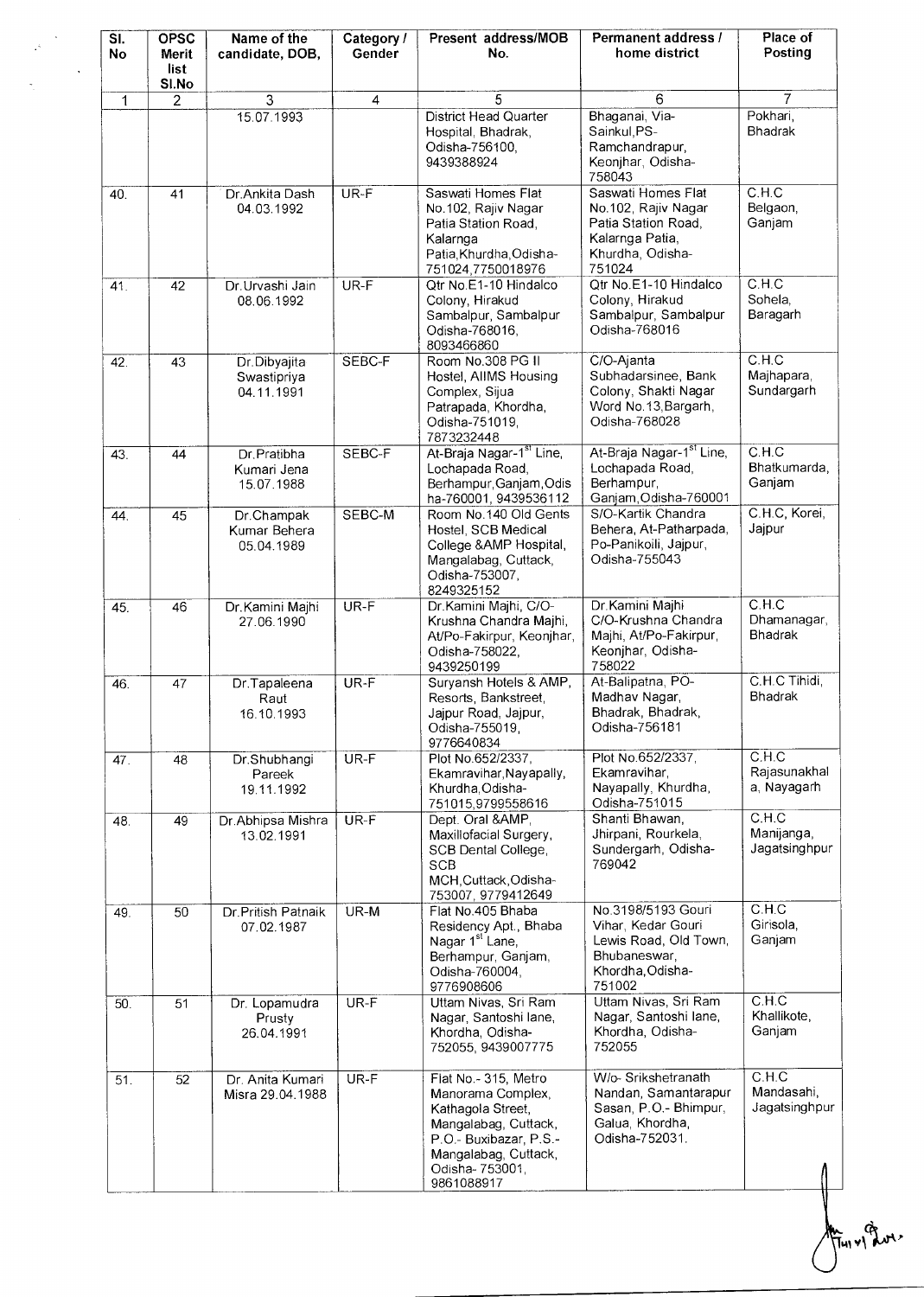| Sl. No | OPSC Merit list Sl.No | Name of the candidate, DOB, | Category / Gender | Present address/MOB No. | Permanent address / home district | Place of Posting |
|---|---|---|---|---|---|---|
| 1 | 2 | 3 | 4 | 5 | 6 | 7 |
| | | 15.07.1993 | | District Head Quarter Hospital, Bhadrak, Odisha-756100, 9439388924 | Bhaganai, Via-Sainkul,PS-Ramchandrapur, Keonjhar, Odisha-758043 | Pokhari, Bhadrak |
| 40. | 41 | Dr.Ankita Dash 04.03.1992 | UR-F | Saswati Homes Flat No.102, Rajiv Nagar Patia Station Road, Kalarnga Patia,Khurdha,Odisha-751024,7750018976 | Saswati Homes Flat No.102, Rajiv Nagar Patia Station Road, Kalarnga Patia, Khurdha, Odisha-751024 | C.H.C Belgaon, Ganjam |
| 41. | 42 | Dr.Urvashi Jain 08.06.1992 | UR-F | Qtr No.E1-10 Hindalco Colony, Hirakud Sambalpur, Sambalpur Odisha-768016, 8093466860 | Qtr No.E1-10 Hindalco Colony, Hirakud Sambalpur, Sambalpur Odisha-768016 | C.H.C Sohela, Baragarh |
| 42. | 43 | Dr.Dibyajita Swastipriya 04.11.1991 | SEBC-F | Room No.308 PG II Hostel, AIIMS Housing Complex, Sijua Patrapada, Khordha, Odisha-751019, 7873232448 | C/O-Ajanta Subhadarsinee, Bank Colony, Shakti Nagar Word No.13,Bargarh, Odisha-768028 | C.H.C Majhapara, Sundargarh |
| 43. | 44 | Dr.Pratibha Kumari Jena 15.07.1988 | SEBC-F | At-Braja Nagar-1st Line, Lochapada Road, Berhampur,Ganjam,Odisha-760001, 9439536112 | At-Braja Nagar-1st Line, Lochapada Road, Berhampur, Ganjam,Odisha-760001 | C.H.C Bhatkumarda, Ganjam |
| 44. | 45 | Dr.Champak Kumar Behera 05.04.1989 | SEBC-M | Room No.140 Old Gents Hostel, SCB Medical College &AMP Hospital, Mangalabag, Cuttack, Odisha-753007, 8249325152 | S/O-Kartik Chandra Behera, At-Patharpada, Po-Panikoili, Jajpur, Odisha-755043 | C.H.C, Korei, Jajpur |
| 45. | 46 | Dr.Kamini Majhi 27.06.1990 | UR-F | Dr.Kamini Majhi, C/O-Krushna Chandra Majhi, At/Po-Fakirpur, Keonjhar, Odisha-758022, 9439250199 | Dr.Kamini Majhi C/O-Krushna Chandra Majhi, At/Po-Fakirpur, Keonjhar, Odisha-758022 | C.H.C Dhamanagar, Bhadrak |
| 46. | 47 | Dr.Tapaleena Raut 16.10.1993 | UR-F | Suryansh Hotels & AMP, Resorts, Bankstreet, Jajpur Road, Jajpur, Odisha-755019, 9776640834 | At-Balipatna, PO-Madhav Nagar, Bhadrak, Bhadrak, Odisha-756181 | C.H.C Tihidi, Bhadrak |
| 47. | 48 | Dr.Shubhangi Pareek 19.11.1992 | UR-F | Plot No.652/2337, Ekamravihar,Nayapally, Khurdha,Odisha-751015,9799558616 | Plot No.652/2337, Ekamravihar, Nayapally, Khurdha, Odisha-751015 | C.H.C Rajasunakhala, Nayagarh |
| 48. | 49 | Dr.Abhipsa Mishra 13.02.1991 | UR-F | Dept. Oral &AMP, Maxillofacial Surgery, SCB Dental College, SCB MCH,Cuttack,Odisha-753007, 9779412649 | Shanti Bhawan, Jhirpani, Rourkela, Sundergarh, Odisha-769042 | C.H.C Manijanga, Jagatsinghpur |
| 49. | 50 | Dr.Pritish Patnaik 07.02.1987 | UR-M | Flat No.405 Bhaba Residency Apt., Bhaba Nagar 1st Lane, Berhampur, Ganjam, Odisha-760004, 9776908606 | No.3198/5193 Gouri Vihar, Kedar Gouri Lewis Road, Old Town, Bhubaneswar, Khordha,Odisha-751002 | C.H.C Girisola, Ganjam |
| 50. | 51 | Dr. Lopamudra Prusty 26.04.1991 | UR-F | Uttam Nivas, Sri Ram Nagar, Santoshi lane, Khordha, Odisha-752055, 9439007775 | Uttam Nivas, Sri Ram Nagar, Santoshi lane, Khordha, Odisha-752055 | C.H.C Khallikote, Ganjam |
| 51. | 52 | Dr. Anita Kumari Misra 29.04.1988 | UR-F | Flat No.- 315, Metro Manorama Complex, Kathagola Street, Mangalabag, Cuttack, P.O.- Buxibazar, P.S.- Mangalabag, Cuttack, Odisha- 753001, 9861088917 | W/o- Srikshetranath Nandan, Samantarapur Sasan, P.O.- Bhimpur, Galua, Khordha, Odisha-752031. | C.H.C Mandasahi, Jagatsinghpur |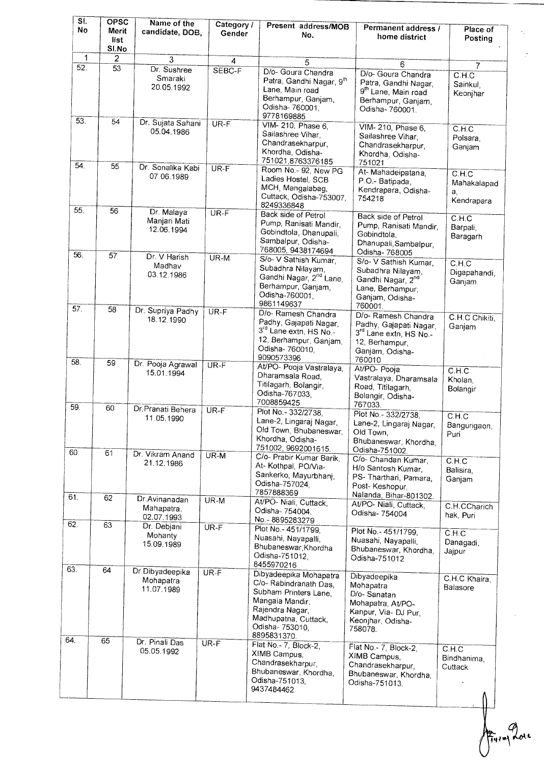| Sl. No | OPSC Merit list Sl.No | Name of the candidate, DOB, | Category / Gender | Present address/MOB No. | Permanent address / home district | Place of Posting |
|---|---|---|---|---|---|---|
| 1 | 2 | 3 | 4 | 5 | 6 | 7 |
| 52. | 53 | Dr. Sushree Smaraki 20.05.1992 | SEBC-F | D/o- Goura Chandra Patra, Gandhi Nagar, 9th Lane, Main road Berhampur, Ganjam, Odisha- 760001, 9778169885 | D/o- Goura Chandra Patra, Gandhi Nagar, 9th Lane, Main road Berhampur, Ganjam, Odisha- 760001. | C.H.C Sainkul, Keonjhar |
| 53. | 54 | Dr. Sujata Sahani 05.04.1986 | UR-F | VIM- 210, Phase 6, Sailashree Vihar, Chandrasekharpur, Khordha, Odisha- 751021,8763376185 | VIM- 210, Phase 6, Sailashree Vihar, Chandrasekharpur, Khordha, Odisha- 751021 | C.H.C Polsara, Ganjam |
| 54. | 55 | Dr. Sonalika Kabi 07.06.1989 | UR-F | Room No.- 92, New PG Ladies Hostel, SCB MCH, Mangalabag, Cuttack, Odisha-753007, 8249336848 | At- Mahadeipatana, P.O.- Batipada, Kendrapara, Odisha- 754218 | C.H.C Mahakalapada, Kendrapara |
| 55. | 56 | Dr. Malaya Manjari Mati 12.06.1994 | UR-F | Back side of Petrol Pump, Ranisati Mandir, Gobindtola, Dhanupali, Sambalpur, Odisha- 768005, 9438174694 | Back side of Petrol Pump, Ranisati Mandir, Gobindtola, Dhanupali,Sambalpur, Odisha- 768005 | C.H.C Barpali, Baragarh |
| 56. | 57 | Dr. V Harish Madhav 03.12.1986 | UR-M | S/o- V Sathish Kumar, Subadhra Nilayam, Gandhi Nagar, 2nd Lane, Berhampur, Ganjam, Odisha-760001, 9861149637 | S/o- V Sathish Kumar, Subadhra Nilayam, Gandhi Nagar, 2nd Lane, Berhampur, Ganjam, Odisha- 760001. | C.H.C Digapahandi, Ganjam |
| 57. | 58 | Dr. Supriya Padhy 18.12.1990 | UR-F | D/o- Ramesh Chandra Padhy, Gajapati Nagar, 3rd Lane extn, HS No.- 12, Berhampur, Ganjam, Odisha- 760010, 9090573396 | D/o- Ramesh Chandra Padhy, Gajapati Nagar, 3rd Lane extn, HS No.- 12, Berhampur, Ganjam, Odisha- 760010 | C.H.C Chikiti, Ganjam |
| 58. | 59 | Dr. Pooja Agrawal 15.01.1994 | UR-F | At/PO- Pooja Vastralaya, Dharamsala Road, Titilagarh, Bolangir, Odisha-767033, 7008859425 | At/PO- Pooja Vastralaya, Dharamsala Road, Titilagarh, Bolangir, Odisha- 767033. | C.H.C Kholan, Bolangir |
| 59. | 60 | Dr.Pranati Behera 11.05.1990 | UR-F | Plot No.- 332/2738, Lane-2, Lingaraj Nagar, Old Town, Bhubaneswar, Khordha, Odisha- 751002, 9692001615. | Plot No.- 332/2738, Lane-2, Lingaraj Nagar, Old Town, Bhubaneswar, Khordha, Odisha-751002. | C.H.C Bangurigaon, Puri |
| 60. | 61 | Dr. Vikram Anand 21.12.1986 | UR-M | C/o- Prabir Kumar Barik, At- Kothpal, PO/Via- Sankerko, Mayurbhanj, Odisha-757024, 7857888369 | C/o- Chandan Kumar, H/o Santosh Kumar, PS- Tharthari, Pamara, Post- Keshopur, Nalanda, Bihar-801302. | C.H.C Balisira, Ganjam |
| 61. | 62 | Dr.Avinanadan Mahapatra, 02.07.1993 | UR-M | At/PO- Niali, Cuttack, Odisha- 754004. No.- 8895283279 | At/PO- Niali, Cuttack, Odisha- 754004 | C.H.CCharichhak, Puri |
| 62. | 63 | Dr. Debjani Mohanty 15.09.1989 | UR-F | Plot No.- 451/1799, Nuasahi, Nayapalli, Bhubaneswar,Khordha Odisha-751012, 8455970216 | Plot No.- 451/1799, Nuasahi, Nayapalli, Bhubaneswar, Khordha, Odisha-751012 | C.H.C Danagadi, Jajpur |
| 63. | 64 | Dr.Dibyadeepika Mohapatra 11.07.1989 | UR-F | Dibyadeepika Mohapatra C/o- Rabindranath Das, Subham Printers Lane, Mangala Mandir, Rajendra Nagar, Madhupatna, Cuttack, Odisha- 753010, 8895831370. | Dibyadeepika Mohapatra D/o- Sanatan Mohapatra, At/PO- Kanpur, Via- DJ Pur, Keonjhar, Odisha- 758078. | C.H.C Khaira, Balasore |
| 64. | 65 | Dr. Pinali Das 05.05.1992 | UR-F | Flat No.- 7, Block-2, XIMB Campus, Chandrasekharpur, Bhubaneswar, Khordha, Odisha-751013, 9437484462 | Flat No.- 7, Block-2, XIMB Campus, Chandrasekharpur, Bhubaneswar, Khordha, Odisha-751013. | C.H.C Bindhanima, Cuttack |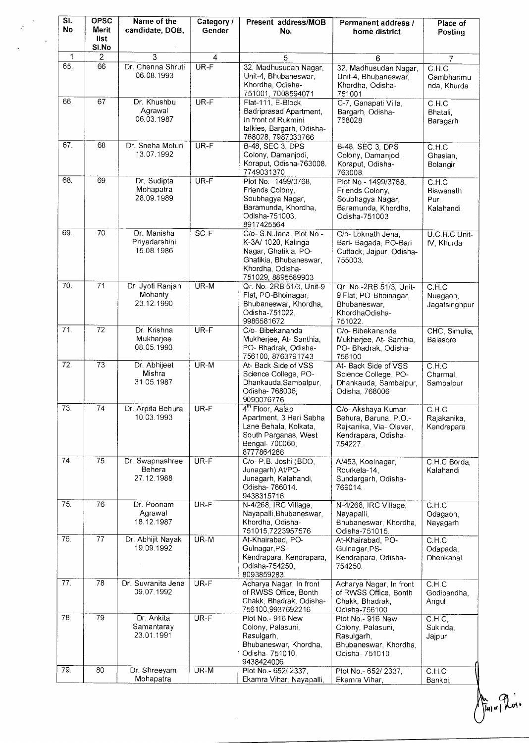| Sl. No | OPSC Merit list Sl.No | Name of the candidate, DOB, | Category / Gender | Present address/MOB No. | Permanent address / home district | Place of Posting |
|---|---|---|---|---|---|---|
| 1 | 2 | 3 | 4 | 5 | 6 | 7 |
| 65. | 66 | Dr. Chenna Shruti 06.08.1993 | UR-F | 32, Madhusudan Nagar, Unit-4, Bhubaneswar, Khordha, Odisha-751001, 7008594071 | 32, Madhusudan Nagar, Unit-4, Bhubaneswar, Khordha, Odisha-751001 | C.H.C Gambharimunda, Khurda |
| 66. | 67 | Dr. Khushbu Agrawal 06.03.1987 | UR-F | Flat-111, E-Block, Badriprasad Apartment, In front of Rukmini talkies, Bargarh, Odisha-768028, 7987033766 | C-7, Ganapati Villa, Bargarh, Odisha-768028 | C.H.C Bhatali, Baragarh |
| 67. | 68 | Dr. Sneha Moturi 13.07.1992 | UR-F | B-48, SEC 3, DPS Colony, Damanjodi, Koraput, Odisha-763008. 7749031370 | B-48, SEC 3, DPS Colony, Damanjodi, Koraput, Odisha-763008. | C.H.C Ghasian, Bolangir |
| 68. | 69 | Dr. Sudipta Mohapatra 28.09.1989 | UR-F | Plot No.- 1499/3768, Friends Colony, Soubhagya Nagar, Baramunda, Khordha, Odisha-751003, 8917425564 | Plot No.- 1499/3768, Friends Colony, Soubhagya Nagar, Baramunda, Khordha, Odisha-751003 | C.H.C Biswanath Pur, Kalahandi |
| 69. | 70 | Dr. Manisha Priyadarshini 15.08.1986 | SC-F | C/o- S.N.Jena, Plot No.- K-3A/ 1020, Kalinga Nagar, Ghatikia, PO-Ghatikia, Bhubaneswar, Khordha, Odisha-751029, 8895589903 | C/o- Loknath Jena, Bari- Bagada, PO-Bari Cuttack, Jajpur, Odisha-755003. | U.C.H.C Unit-IV, Khurda |
| 70. | 71 | Dr. Jyoti Ranjan Mohanty 23.12.1990 | UR-M | Qr. No.-2RB 51/3, Unit-9 Flat, PO-Bhoinagar, Bhubaneswar, Khordha, Odisha-751022, 9986581672 | Qr. No.-2RB 51/3, Unit-9 Flat, PO-Bhoinagar, Bhubaneswar, KhordhaOdisha-751022. | C.H.C Nuagaon, Jagatsinghpur |
| 71. | 72 | Dr. Krishna Mukherjee 08.05.1993 | UR-F | C/o- Bibekananda Mukherjee, At- Santhia, PO- Bhadrak, Odisha-756100, 8763791743 | C/o- Bibekananda Mukherjee, At- Santhia, PO- Bhadrak, Odisha-756100 | CHC, Simulia, Balasore |
| 72. | 73 | Dr. Abhijeet Mishra 31.05.1987 | UR-M | At- Back Side of VSS Science College, PO-Dhankauda,Sambalpur, Odisha- 768006, 9090076776 | At- Back Side of VSS Science College, PO-Dhankauda, Sambalpur, Odisha, 768006 | C.H.C Charmal, Sambalpur |
| 73. | 74 | Dr. Arpita Behura 10.03.1993 | UR-F | 4th Floor, Aalap Apartment, 3 Hari Sabha Lane Behala, Kolkata, South Parganas, West Bengal- 700060, 8777864286 | C/o- Akshaya Kumar Behura, Baruna, P.O.-Rajkanika, Via- Olaver, Kendrapara, Odisha-754227. | C.H.C Rajakanika, Kendrapara |
| 74. | 75 | Dr. Swapnashree Behera 27.12.1988 | UR-F | C/o- P.B. Joshi (BDO, Junagarh) At/PO-Junagarh, Kalahandi, Odisha- 766014. 9438315716 | A/453, Koelnagar, Rourkela-14, Sundargarh, Odisha-769014. | C.H.C Borda, Kalahandi |
| 75. | 76 | Dr. Poonam Agrawal 18.12.1987 | UR-F | N-4/268, IRC Village, Nayapalli,Bhubaneswar, Khordha, Odisha-751015,7223957576 | N-4/268, IRC Village, Nayapalli, Bhubaneswar, Khordha, Odisha-751015. | C.H.C Odagaon, Nayagarh |
| 76. | 77 | Dr. Abhijit Nayak 19.09.1992 | UR-M | At-Khairabad, PO-Gulnagar,PS-Kendrapara, Kendrapara, Odisha-754250, 8093859283. | At-Khairabad, PO-Gulnagar,PS-Kendrapara, Odisha-754250. | C.H.C Odapada, Dhenkanal |
| 77. | 78 | Dr. Suvranita Jena 09.07.1992 | UR-F | Acharya Nagar, In front of RWSS Office, Bonth Chakk, Bhadrak, Odisha-756100,9937692216 | Acharya Nagar, In front of RWSS Office, Bonth Chakk, Bhadrak, Odisha-756100 | C.H.C Godibandha, Angul |
| 78. | 79 | Dr. Ankita Samantaray 23.01.1991 | UR-F | Plot No.- 916 New Colony, Palasuni, Rasulgarh, Bhubaneswar, Khordha, Odisha- 751010, 9438424006 | Plot No.- 916 New Colony, Palasuni, Rasulgarh, Bhubaneswar, Khordha, Odisha- 751010 | C.H.C, Sukinda, Jajpur |
| 79. | 80 | Dr. Shreeyam Mohapatra | UR-M | Plot No.- 652/ 2337, Ekamra Vihar, Nayapalli, | Plot No.- 652/ 2337, Ekamra Vihar, | C.H.C Bankoi, |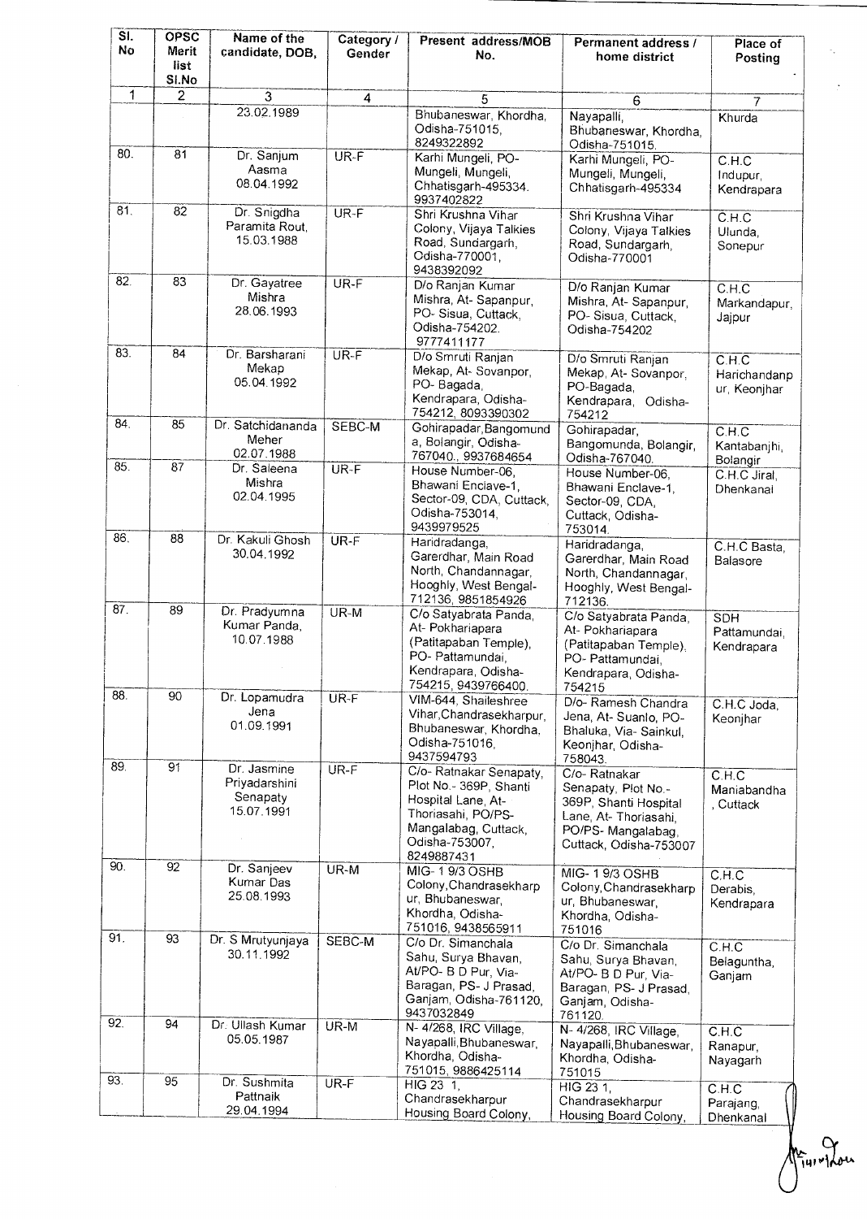| Sl. No | OPSC Merit list Sl.No | Name of the candidate, DOB, | Category / Gender | Present address/MOB No. | Permanent address / home district | Place of Posting |
|---|---|---|---|---|---|---|
| 1 | 2 | 3 | 4 | 5 | 6 | 7 |
| | | 23.02.1989 | | Bhubaneswar, Khordha, Odisha-751015, 8249322892 | Nayapalli, Bhubaneswar, Khordha, Odisha-751015. | Khurda |
| 80. | 81 | Dr. Sanjum Aasma 08.04.1992 | UR-F | Karhi Mungeli, PO- Mungeli, Mungeli, Chhatisgarh-495334. 9937402822 | Karhi Mungeli, PO- Mungeli, Mungeli, Chhatisgarh-495334 | C.H.C Indupur, Kendrapara |
| 81. | 82 | Dr. Snigdha Paramita Rout, 15.03.1988 | UR-F | Shri Krushna Vihar Colony, Vijaya Talkies Road, Sundargarh, Odisha-770001, 9438392092 | Shri Krushna Vihar Colony, Vijaya Talkies Road, Sundargarh, Odisha-770001 | C.H.C Ulunda, Sonepur |
| 82. | 83 | Dr. Gayatree Mishra 28.06.1993 | UR-F | D/o Ranjan Kumar Mishra, At- Sapanpur, PO- Sisua, Cuttack, Odisha-754202. 9777411177 | D/o Ranjan Kumar Mishra, At- Sapanpur, PO- Sisua, Cuttack, Odisha-754202 | C.H.C Markandapur, Jajpur |
| 83. | 84 | Dr. Barsharani Mekap 05.04.1992 | UR-F | D/o Smruti Ranjan Mekap, At- Sovanpor, PO- Bagada, Kendrapara, Odisha-754212, 8093390302 | D/o Smruti Ranjan Mekap, At- Sovanpor, PO-Bagada, Kendrapara, Odisha-754212 | C.H.C Harichandanpur, Keonjhar |
| 84. | 85 | Dr. Satchidananda Meher 02.07.1988 | SEBC-M | Gohirapadar,Bangomunda, Bolangir, Odisha-767040., 9937684654 | Gohirapadar, Bangomunda, Bolangir, Odisha-767040. | C.H.C Kantabanjhi, Bolangir |
| 85. | 87 | Dr. Saleena Mishra 02.04.1995 | UR-F | House Number-06, Bhawani Enclave-1, Sector-09, CDA, Cuttack, Odisha-753014, 9439979525 | House Number-06, Bhawani Enclave-1, Sector-09, CDA, Cuttack, Odisha-753014. | C.H.C Jiral, Dhenkanal |
| 86. | 88 | Dr. Kakuli Ghosh 30.04.1992 | UR-F | Haridradanga, Garerdhar, Main Road North, Chandannagar, Hooghly, West Bengal-712136, 9851854926 | Haridradanga, Garerdhar, Main Road North, Chandannagar, Hooghly, West Bengal-712136. | C.H.C Basta, Balasore |
| 87. | 89 | Dr. Pradyumna Kumar Panda, 10.07.1988 | UR-M | C/o Satyabrata Panda, At- Pokhariapara (Patitapaban Temple), PO- Pattamundai, Kendrapara, Odisha-754215, 9439766400. | C/o Satyabrata Panda, At- Pokhariapara (Patitapaban Temple), PO- Pattamundai, Kendrapara, Odisha-754215 | SDH Pattamundai, Kendrapara |
| 88. | 90 | Dr. Lopamudra Jena 01.09.1991 | UR-F | VIM-644, Shaileshree Vihar,Chandrasekharpur, Bhubaneswar, Khordha, Odisha-751016, 9437594793 | D/o- Ramesh Chandra Jena, At- Suanlo, PO- Bhaluka, Via- Sainkul, Keonjhar, Odisha-758043. | C.H.C Joda, Keonjhar |
| 89. | 91 | Dr. Jasmine Priyadarshini Senapaty 15.07.1991 | UR-F | C/o- Ratnakar Senapaty, Plot No.- 369P, Shanti Hospital Lane, At- Thoriasahi, PO/PS- Mangalabag, Cuttack, Odisha-753007, 8249887431 | C/o- Ratnakar Senapaty, Plot No.- 369P, Shanti Hospital Lane, At- Thoriasahi, PO/PS- Mangalabag, Cuttack, Odisha-753007 | C.H.C Maniabandha, Cuttack |
| 90. | 92 | Dr. Sanjeev Kumar Das 25.08.1993 | UR-M | MIG- 1 9/3 OSHB Colony,Chandrasekharpur, Bhubaneswar, Khordha, Odisha-751016, 9438565911 | MIG- 1 9/3 OSHB Colony,Chandrasekharpur, Bhubaneswar, Khordha, Odisha-751016 | C.H.C Derabis, Kendrapara |
| 91. | 93 | Dr. S Mrutyunjaya 30.11.1992 | SEBC-M | C/o Dr. Simanchala Sahu, Surya Bhavan, At/PO- B D Pur, Via- Baragan, PS- J Prasad, Ganjam, Odisha-761120, 9437032849 | C/o Dr. Simanchala Sahu, Surya Bhavan, At/PO- B D Pur, Via- Baragan, PS- J Prasad, Ganjam, Odisha-761120. | C.H.C Belaguntha, Ganjam |
| 92. | 94 | Dr. Ullash Kumar 05.05.1987 | UR-M | N- 4/268, IRC Village, Nayapalli,Bhubaneswar, Khordha, Odisha-751015, 9886425114 | N- 4/268, IRC Village, Nayapalli,Bhubaneswar, Khordha, Odisha-751015 | C.H.C Ranapur, Nayagarh |
| 93. | 95 | Dr. Sushmita Pattnaik 29.04.1994 | UR-F | HIG 23 1, Chandrasekharpur Housing Board Colony, | HIG 23 1, Chandrasekharpur Housing Board Colony, | C.H.C Parajang, Dhenkanal |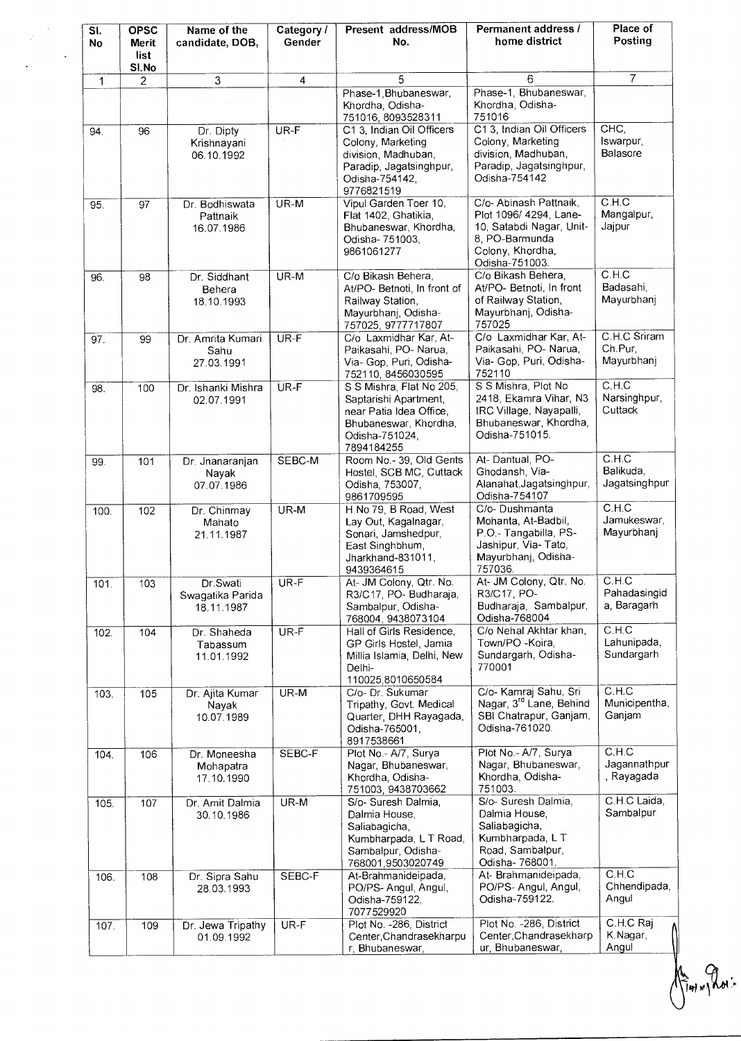| Sl. No | OPSC Merit list Sl.No | Name of the candidate, DOB, | Category / Gender | Present address/MOB No. | Permanent address / home district | Place of Posting |
|---|---|---|---|---|---|---|
| 1 | 2 | 3 | 4 | 5 | 6 | 7 |
| | | | | Phase-1,Bhubaneswar, Khordha, Odisha-751016, 8093528311 | Phase-1, Bhubaneswar, Khordha, Odisha-751016 | |
| 94. | 96 | Dr. Dipty Krishnayani 06.10.1992 | UR-F | C1 3, Indian Oil Officers Colony, Marketing division, Madhuban, Paradip, Jagatsinghpur, Odisha-754142, 9776821519 | C1 3, Indian Oil Officers Colony, Marketing division, Madhuban, Paradip, Jagatsinghpur, Odisha-754142 | CHC, Iswarpur, Balasore |
| 95. | 97 | Dr. Bodhiswata Pattnaik 16.07.1986 | UR-M | Vipul Garden Toer 10, Flat 1402, Ghatikia, Bhubaneswar, Khordha, Odisha- 751003, 9861061277 | C/o- Abinash Pattnaik, Plot 1096/ 4294, Lane-10, Satabdi Nagar, Unit-8, PO-Barmunda Colony, Khordha, Odisha-751003. | C.H.C Mangalpur, Jajpur |
| 96. | 98 | Dr. Siddhant Behera 18.10.1993 | UR-M | C/o Bikash Behera, At/PO- Betnoti, In front of Railway Station, Mayurbhanj, Odisha-757025, 9777717807 | C/o Bikash Behera, At/PO- Betnoti, In front of Railway Station, Mayurbhanj, Odisha-757025 | C.H.C Badasahi, Mayurbhanj |
| 97. | 99 | Dr. Amrita Kumari Sahu 27.03.1991 | UR-F | C/o Laxmidhar Kar, At-Paikasahi, PO- Narua, Via- Gop, Puri, Odisha-752110, 8456030595 | C/o Laxmidhar Kar, At-Paikasahi, PO- Narua, Via- Gop, Puri, Odisha-752110 | C.H.C Sriram Ch.Pur, Mayurbhanj |
| 98. | 100 | Dr. Ishanki Mishra 02.07.1991 | UR-F | S S Mishra, Flat No 205, Saptarishi Apartment, near Patia Idea Office, Bhubaneswar, Khordha, Odisha-751024, 7894184255 | S S Mishra, Plot No 2418, Ekamra Vihar, N3 IRC Village, Nayapalli, Bhubaneswar, Khordha, Odisha-751015. | C.H.C Narsinghpur, Cuttack |
| 99. | 101 | Dr. Jnanaranjan Nayak 07.07.1986 | SEBC-M | Room No.- 39, Old Gents Hostel, SCB MC, Cuttack Odisha, 753007, 9861709595 | At- Dantual, PO-Ghodansh, Via-Alanahat,Jagatsinghpur, Odisha-754107 | C.H.C Balikuda, Jagatsinghpur |
| 100. | 102 | Dr. Chinmay Mahato 21.11.1987 | UR-M | H No 79, B Road, West Lay Out, Kagalnagar, Sonari, Jamshedpur, East Singhbhum, Jharkhand-831011, 9439364615 | C/o- Dushmanta Mohanta, At-Badbil, P.O.- Tangabilla, PS-Jashipur, Via- Tato, Mayurbhanj, Odisha-757036. | C.H.C Jamukeswar, Mayurbhanj |
| 101. | 103 | Dr.Swati Swagatika Parida 18.11.1987 | UR-F | At- JM Colony, Qtr. No. R3/C17, PO- Budharaja, Sambalpur, Odisha-768004, 9438073104 | At- JM Colony, Qtr. No. R3/C17, PO-Budharaja, Sambalpur, Odisha-768004 | C.H.C Pahadasingida, Baragarh |
| 102. | 104 | Dr. Shaheda Tabassum 11.01.1992 | UR-F | Hall of Girls Residence, GP Girls Hostel, Jamia Millia Islamia, Delhi, New Delhi-110025,8010650584 | C/o Nehal Akhtar khan, Town/PO -Koira, Sundargarh, Odisha-770001 | C.H.C Lahunipada, Sundargarh |
| 103. | 105 | Dr. Ajita Kumar Nayak 10.07.1989 | UR-M | C/o- Dr. Sukumar Tripathy, Govt. Medical Quarter, DHH Rayagada, Odisha-765001, 8917538661 | C/o- Kamraj Sahu, Sri Nagar, 3rd Lane, Behind SBI Chatrapur, Ganjam, Odisha-761020. | C.H.C Municipentha, Ganjam |
| 104. | 106 | Dr. Moneesha Mohapatra 17.10.1990 | SEBC-F | Plot No.- A/7, Surya Nagar, Bhubaneswar, Khordha, Odisha-751003, 9438703662 | Plot No.- A/7, Surya Nagar, Bhubaneswar, Khordha, Odisha-751003. | C.H.C Jagannathpur, Rayagada |
| 105. | 107 | Dr. Amit Dalmia 30.10.1986 | UR-M | S/o- Suresh Dalmia, Dalmia House, Saliabagicha, Kumbharpada, L T Road, Sambalpur, Odisha-768001,9503020749 | S/o- Suresh Dalmia, Dalmia House, Saliabagicha, Kumbharpada, L T Road, Sambalpur, Odisha- 768001. | C.H.C Laida, Sambalpur |
| 106. | 108 | Dr. Sipra Sahu 28.03.1993 | SEBC-F | At-Brahmanideipada, PO/PS- Angul, Angul, Odisha-759122, 7077529920 | At- Brahmanideipada, PO/PS- Angul, Angul, Odisha-759122. | C.H.C Chhendipada, Angul |
| 107. | 109 | Dr. Jewa Tripathy 01.09.1992 | UR-F | Plot No. -286, District Center,Chandrasekharpur, Bhubaneswar, | Plot No. -286, District Center,Chandrasekharpur, Bhubaneswar, | C.H.C Raj K.Nagar, Angul |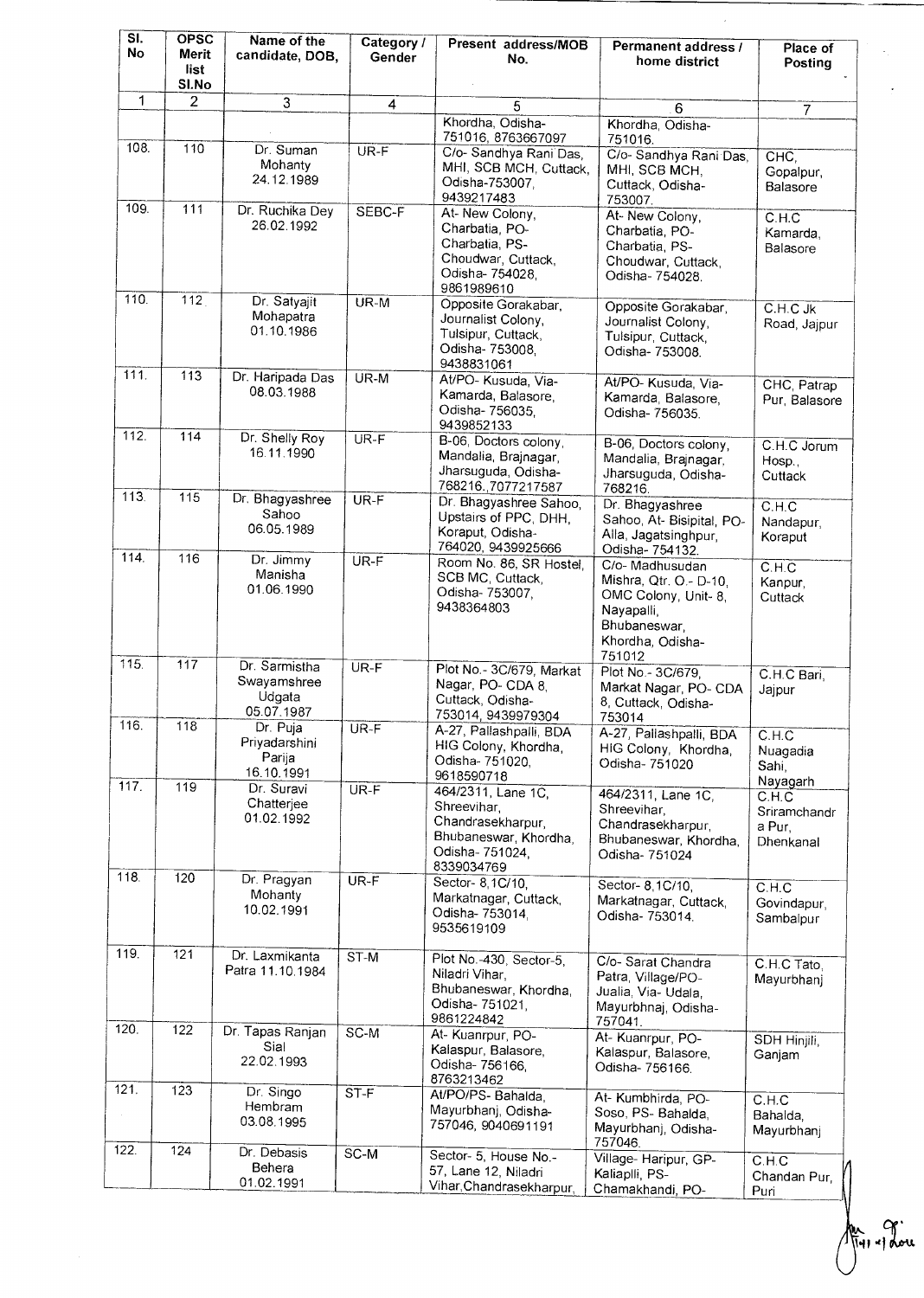| Sl. No | OPSC Merit list Sl.No | Name of the candidate, DOB, | Category / Gender | Present address/MOB No. | Permanent address / home district | Place of Posting |
|---|---|---|---|---|---|---|
| 1 | 2 | 3 | 4 | 5 | 6 | 7 |
| | | | | Khordha, Odisha-751016, 8763667097 | Khordha, Odisha-751016. | |
| 108. | 110 | Dr. Suman Mohanty 24.12.1989 | UR-F | C/o- Sandhya Rani Das, MHI, SCB MCH, Cuttack, Odisha-753007, 9439217483 | C/o- Sandhya Rani Das, MHI, SCB MCH, Cuttack, Odisha-753007. | CHC, Gopalpur, Balasore |
| 109. | 111 | Dr. Ruchika Dey 26.02.1992 | SEBC-F | At- New Colony, Charbatia, PO- Charbatia, PS- Choudwar, Cuttack, Odisha- 754028, 9861989610 | At- New Colony, Charbatia, PO- Charbatia, PS- Choudwar, Cuttack, Odisha- 754028. | C.H.C Kamarda, Balasore |
| 110. | 112 | Dr. Satyajit Mohapatra 01.10.1986 | UR-M | Opposite Gorakabar, Journalist Colony, Tulsipur, Cuttack, Odisha- 753008, 9438831061 | Opposite Gorakabar, Journalist Colony, Tulsipur, Cuttack, Odisha- 753008. | C.H.C Jk Road, Jajpur |
| 111. | 113 | Dr. Haripada Das 08.03.1988 | UR-M | At/PO- Kusuda, Via-Kamarda, Balasore, Odisha- 756035, 9439852133 | At/PO- Kusuda, Via-Kamarda, Balasore, Odisha- 756035. | CHC, Patrap Pur, Balasore |
| 112. | 114 | Dr. Shelly Roy 16.11.1990 | UR-F | B-06, Doctors colony, Mandalia, Brajnagar, Jharsuguda, Odisha-768216.,7077217587 | B-06, Doctors colony, Mandalia, Brajnagar, Jharsuguda, Odisha-768216. | C.H.C Jorum Hosp., Cuttack |
| 113. | 115 | Dr. Bhagyashree Sahoo 06.05.1989 | UR-F | Dr. Bhagyashree Sahoo, Upstairs of PPC, DHH, Koraput, Odisha-764020, 9439925666 | Dr. Bhagyashree Sahoo, At- Bisipital, PO-Alla, Jagatsinghpur, Odisha- 754132. | C.H.C Nandapur, Koraput |
| 114. | 116 | Dr. Jimmy Manisha 01.06.1990 | UR-F | Room No. 86, SR Hostel, SCB MC, Cuttack, Odisha- 753007, 9438364803 | C/o- Madhusudan Mishra, Qtr. O.- D-10, OMC Colony, Unit- 8, Nayapalli, Bhubaneswar, Khordha, Odisha-751012 | C.H.C Kanpur, Cuttack |
| 115. | 117 | Dr. Sarmistha Swayamshree Udgata 05.07.1987 | UR-F | Plot No.- 3C/679, Markat Nagar, PO- CDA 8, Cuttack, Odisha-753014, 9439979304 | Plot No.- 3C/679, Markat Nagar, PO- CDA 8, Cuttack, Odisha-753014 | C.H.C Bari, Jajpur |
| 116. | 118 | Dr. Puja Priyadarshini Parija 16.10.1991 | UR-F | A-27, Pallashpalli, BDA HIG Colony, Khordha, Odisha- 751020, 9618590718 | A-27, Pallashpalli, BDA HIG Colony, Khordha, Odisha- 751020 | C.H.C Nuagadia Sahi, Nayagarh |
| 117. | 119 | Dr. Suravi Chatterjee 01.02.1992 | UR-F | 464/2311, Lane 1C, Shreevihar, Chandrasekharpur, Bhubaneswar, Khordha, Odisha- 751024, 8339034769 | 464/2311, Lane 1C, Shreevihar, Chandrasekharpur, Bhubaneswar, Khordha, Odisha- 751024 | C.H.C Sriramchandr a Pur, Dhenkanal |
| 118. | 120 | Dr. Pragyan Mohanty 10.02.1991 | UR-F | Sector- 8,1C/10, Markatnagar, Cuttack, Odisha- 753014, 9535619109 | Sector- 8,1C/10, Markatnagar, Cuttack, Odisha- 753014. | C.H.C Govindapur, Sambalpur |
| 119. | 121 | Dr. Laxmikanta Patra 11.10.1984 | ST-M | Plot No.-430, Sector-5, Niladri Vihar, Bhubaneswar, Khordha, Odisha- 751021, 9861224842 | C/o- Sarat Chandra Patra, Village/PO-Jualia, Via- Udala, Mayurbhnaj, Odisha-757041. | C.H.C Tato, Mayurbhanj |
| 120. | 122 | Dr. Tapas Ranjan Sial 22.02.1993 | SC-M | At- Kuanrpur, PO-Kalaspur, Balasore, Odisha- 756166, 8763213462 | At- Kuanrpur, PO-Kalaspur, Balasore, Odisha- 756166. | SDH Hinjili, Ganjam |
| 121. | 123 | Dr. Singo Hembram 03.08.1995 | ST-F | At/PO/PS- Bahalda, Mayurbhanj, Odisha-757046, 9040691191 | At- Kumbhirda, PO-Soso, PS- Bahalda, Mayurbhanj, Odisha-757046. | C.H.C Bahalda, Mayurbhanj |
| 122. | 124 | Dr. Debasis Behera 01.02.1991 | SC-M | Sector- 5, House No.-57, Lane 12, Niladri Vihar,Chandrasekharpur, | Village- Haripur, GP-Kaliaplli, PS-Chamakhandi, PO- | C.H.C Chandan Pur, Puri |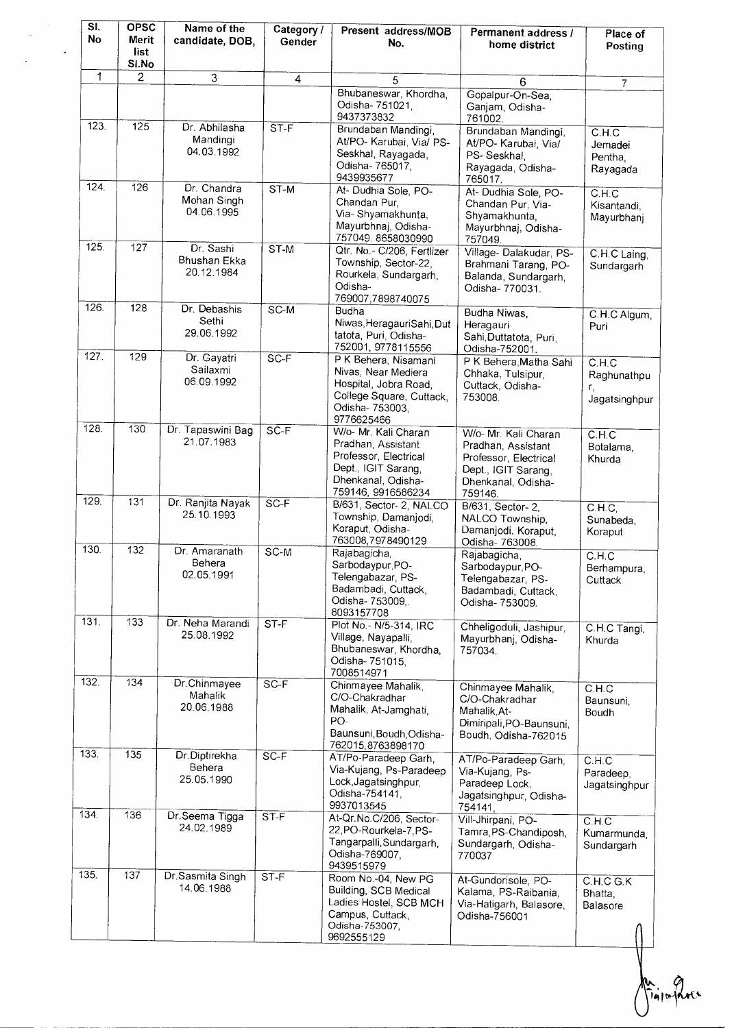| Sl. No | OPSC Merit list Sl.No | Name of the candidate, DOB, | Category / Gender | Present address/MOB No. | Permanent address / home district | Place of Posting |
|---|---|---|---|---|---|---|
| 1 | 2 | 3 | 4 | 5 | 6 | 7 |
| | | | | Bhubaneswar, Khordha, Odisha- 751021, 9437373832 | Gopalpur-On-Sea, Ganjam, Odisha- 761002. | |
| 123. | 125 | Dr. Abhilasha Mandingi 04.03.1992 | ST-F | Brundaban Mandingi, At/PO- Karubai, Via/ PS- Seskhal, Rayagada, Odisha- 765017, 9439935677 | Brundaban Mandingi, At/PO- Karubai, Via/ PS- Seskhal, Rayagada, Odisha- 765017. | C.H.C Jemadei Pentha, Rayagada |
| 124. | 126 | Dr. Chandra Mohan Singh 04.06.1995 | ST-M | At- Dudhia Sole, PO- Chandan Pur, Via- Shyamakhunta, Mayurbhnaj, Odisha- 757049. 8658030990 | At- Dudhia Sole, PO- Chandan Pur, Via- Shyamakhunta, Mayurbhnaj, Odisha- 757049. | C.H.C Kisantandi, Mayurbhanj |
| 125. | 127 | Dr. Sashi Bhushan Ekka 20.12.1984 | ST-M | Qtr. No.- C/206, Fertlizer Township, Sector-22, Rourkela, Sundargarh, Odisha- 769007,7898740075 | Village- Dalakudar, PS- Brahmani Tarang, PO- Balanda, Sundargarh, Odisha- 770031. | C.H.C Laing, Sundargarh |
| 126. | 128 | Dr. Debashis Sethi 29.06.1992 | SC-M | Budha Niwas,HeragauriSahi,Duttatota, Puri, Odisha- 752001, 9778115556 | Budha Niwas, Heragauri Sahi,Duttatota, Puri, Odisha-752001. | C.H.C Algum, Puri |
| 127. | 129 | Dr. Gayatri Sailaxmi 06.09.1992 | SC-F | P K Behera, Nisamani Nivas, Near Mediera Hospital, Jobra Road, College Square, Cuttack, Odisha- 753003, 9776625466 | P K Behera,Matha Sahi Chhaka, Tulsipur, Cuttack, Odisha- 753008. | C.H.C Raghunathpur, Jagatsinghpur |
| 128. | 130 | Dr. Tapaswini Bag 21.07.1983 | SC-F | W/o- Mr. Kali Charan Pradhan, Assistant Professor, Electrical Dept., IGIT Sarang, Dhenkanal, Odisha- 759146, 9916586234 | W/o- Mr. Kali Charan Pradhan, Assistant Professor, Electrical Dept., IGIT Sarang, Dhenkanal, Odisha- 759146. | C.H.C Botalama, Khurda |
| 129. | 131 | Dr. Ranjita Nayak 25.10.1993 | SC-F | B/631, Sector- 2, NALCO Township, Damanjodi, Koraput, Odisha- 763008,7978490129 | B/631, Sector- 2, NALCO Township, Damanjodi, Koraput, Odisha- 763008. | C.H.C, Sunabeda, Koraput |
| 130. | 132 | Dr. Amaranath Behera 02.05.1991 | SC-M | Rajabagicha, Sarbodaypur,PO- Telengabazar, PS- Badambadi, Cuttack, Odisha- 753009,. 8093157708 | Rajabagicha, Sarbodaypur,PO- Telengabazar, PS- Badambadi, Cuttack, Odisha- 753009. | C.H.C Berhampura, Cuttack |
| 131. | 133 | Dr. Neha Marandi 25.08.1992 | ST-F | Plot No.- N/5-314, IRC Village, Nayapalli, Bhubaneswar, Khordha, Odisha- 751015, 7008514971 | Chheligoduli, Jashipur, Mayurbhanj, Odisha- 757034. | C.H.C Tangi, Khurda |
| 132. | 134 | Dr.Chinmayee Mahalik 20.06.1988 | SC-F | Chinmayee Mahalik, C/O-Chakradhar Mahalik, At-Jamghati, PO- Baunsuni,Boudh,Odisha- 762015,8763898170 | Chinmayee Mahalik, C/O-Chakradhar Mahalik,At- Dimiripali,PO-Baunsuni, Boudh, Odisha-762015 | C.H.C Baunsuni, Boudh |
| 133. | 135 | Dr.Diptirekha Behera 25.05.1990 | SC-F | AT/Po-Paradeep Garh, Via-Kujang, Ps-Paradeep Lock,Jagatsinghpur, Odisha-754141, 9937013545 | AT/Po-Paradeep Garh, Via-Kujang, Ps- Paradeep Lock, Jagatsinghpur, Odisha- 754141, | C.H.C Paradeep, Jagatsinghpur |
| 134. | 136 | Dr.Seema Tigga 24.02.1989 | ST-F | At-Qr.No.C/206, Sector- 22,PO-Rourkela-7,PS- Tangarpalli,Sundargarh, Odisha-769007, 9439515979 | Vill-Jhirpani, PO- Tamra,PS-Chandiposh, Sundargarh, Odisha- 770037 | C.H.C Kumarmunda, Sundargarh |
| 135. | 137 | Dr.Sasmita Singh 14.06.1988 | ST-F | Room No.-04, New PG Building, SCB Medical Ladies Hostel, SCB MCH Campus, Cuttack, Odisha-753007, 9692555129 | At-Gundorisole, PO- Kalama, PS-Raibania, Via-Hatigarh, Balasore, Odisha-756001 | C.H.C G.K Bhatta, Balasore |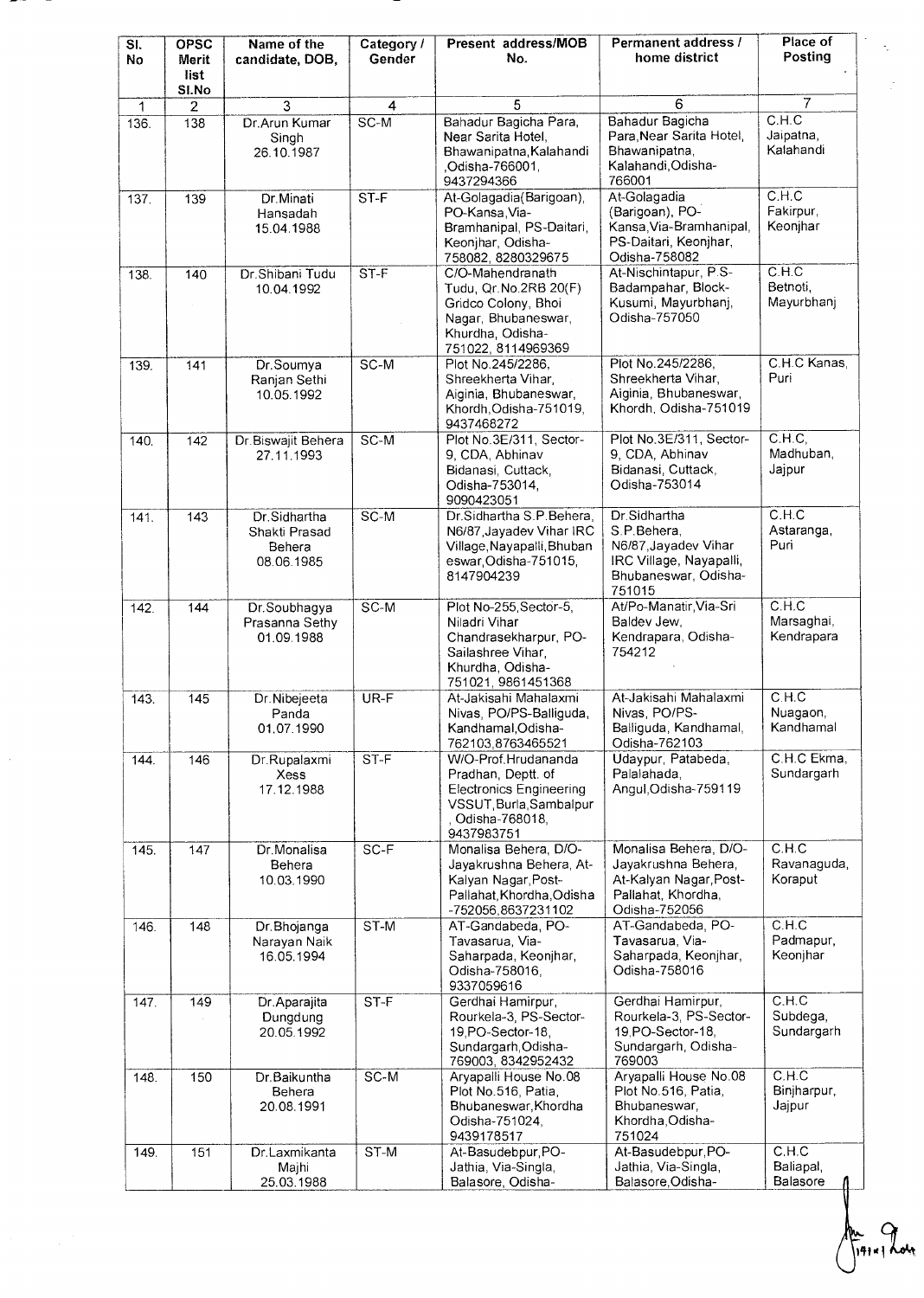| Sl. No | OPSC Merit list Sl.No | Name of the candidate, DOB, | Category / Gender | Present address/MOB No. | Permanent address / home district | Place of Posting |
|---|---|---|---|---|---|---|
| 1 | 2 | 3 | 4 | 5 | 6 | 7 |
| 136. | 138 | Dr.Arun Kumar Singh 26.10.1987 | SC-M | Bahadur Bagicha Para, Near Sarita Hotel, Bhawanipatna,Kalahandi ,Odisha-766001, 9437294366 | Bahadur Bagicha Para,Near Sarita Hotel, Bhawanipatna, Kalahandi,Odisha-766001 | C.H.C Jaipatna, Kalahandi |
| 137. | 139 | Dr.Minati Hansadah 15.04.1988 | ST-F | At-Golagadia(Barigoan), PO-Kansa,Via-Bramhanipal, PS-Daitari, Keonjhar, Odisha-758082, 8280329675 | At-Golagadia (Barigoan), PO-Kansa,Via-Bramhanipal, PS-Daitari, Keonjhar, Odisha-758082 | C.H.C Fakirpur, Keonjhar |
| 138. | 140 | Dr.Shibani Tudu 10.04.1992 | ST-F | C/O-Mahendranath Tudu, Qr.No.2RB 20(F) Gridco Colony, Bhoi Nagar, Bhubaneswar, Khurdha, Odisha-751022, 8114969369 | At-Nischintapur, P.S-Badampahar, Block-Kusumi, Mayurbhanj, Odisha-757050 | C.H.C Betnoti, Mayurbhanj |
| 139. | 141 | Dr.Soumya Ranjan Sethi 10.05.1992 | SC-M | Plot No.245/2286, Shreekherta Vihar, Aiginia, Bhubaneswar, Khordh,Odisha-751019, 9437468272 | Plot No.245/2286, Shreekherta Vihar, Aiginia, Bhubaneswar, Khordh, Odisha-751019 | C.H.C Kanas, Puri |
| 140. | 142 | Dr.Biswajit Behera 27.11.1993 | SC-M | Plot No.3E/311, Sector-9, CDA, Abhinav Bidanasi, Cuttack, Odisha-753014, 9090423051 | Plot No.3E/311, Sector-9, CDA, Abhinav Bidanasi, Cuttack, Odisha-753014 | C.H.C, Madhuban, Jajpur |
| 141. | 143 | Dr.Sidhartha Shakti Prasad Behera 08.06.1985 | SC-M | Dr.Sidhartha S.P.Behera, N6/87,Jayadev Vihar IRC Village,Nayapalli,Bhubaneswar,Odisha-751015, 8147904239 | Dr.Sidhartha S.P.Behera, N6/87,Jayadev Vihar IRC Village, Nayapalli, Bhubaneswar, Odisha-751015 | C.H.C Astaranga, Puri |
| 142. | 144 | Dr.Soubhagya Prasanna Sethy 01.09.1988 | SC-M | Plot No-255,Sector-5, Niladri Vihar Chandrasekharpur, PO-Sailashree Vihar, Khurdha, Odisha-751021, 9861451368 | At/Po-Manatir,Via-Sri Baldev Jew, Kendrapara, Odisha-754212 | C.H.C Marsaghai, Kendrapara |
| 143. | 145 | Dr.Nibejeeta Panda 01.07.1990 | UR-F | At-Jakisahi Mahalaxmi Nivas, PO/PS-Balliguda, Kandhamal,Odisha-762103,8763465521 | At-Jakisahi Mahalaxmi Nivas, PO/PS-Balliguda, Kandhamal, Odisha-762103 | C.H.C Nuagaon, Kandhamal |
| 144. | 146 | Dr.Rupalaxmi Xess 17.12.1988 | ST-F | W/O-Prof.Hrudananda Pradhan, Deptt. of Electronics Engineering VSSUT,Burla,Sambalpur , Odisha-768018, 9437983751 | Udaypur, Patabeda, Palalahada, Angul,Odisha-759119 | C.H.C Ekma, Sundargarh |
| 145. | 147 | Dr.Monalisa Behera 10.03.1990 | SC-F | Monalisa Behera, D/O-Jayakrushna Behera, At-Kalyan Nagar,Post-Pallahat,Khordha,Odisha -752056,8637231102 | Monalisa Behera, D/O-Jayakrushna Behera, At-Kalyan Nagar,Post-Pallahat, Khordha, Odisha-752056 | C.H.C Ravanaguda, Koraput |
| 146. | 148 | Dr.Bhojanga Narayan Naik 16.05.1994 | ST-M | AT-Gandabeda, PO-Tavasarua, Via-Saharpada, Keonjhar, Odisha-758016, 9337059616 | AT-Gandabeda, PO-Tavasarua, Via-Saharpada, Keonjhar, Odisha-758016 | C.H.C Padmapur, Keonjhar |
| 147. | 149 | Dr.Aparajita Dungdung 20.05.1992 | ST-F | Gerdhai Hamirpur, Rourkela-3, PS-Sector-19,PO-Sector-18, Sundargarh,Odisha-769003, 8342952432 | Gerdhai Hamirpur, Rourkela-3, PS-Sector-19,PO-Sector-18, Sundargarh, Odisha-769003 | C.H.C Subdega, Sundargarh |
| 148. | 150 | Dr.Baikuntha Behera 20.08.1991 | SC-M | Aryapalli House No.08 Plot No.516, Patia, Bhubaneswar,Khordha Odisha-751024, 9439178517 | Aryapalli House No.08 Plot No.516, Patia, Bhubaneswar, Khordha,Odisha-751024 | C.H.C Binjharpur, Jajpur |
| 149. | 151 | Dr.Laxmikanta Majhi 25.03.1988 | ST-M | At-Basudebpur,PO-Jathia, Via-Singla, Balasore, Odisha- | At-Basudebpur,PO-Jathia, Via-Singla, Balasore,Odisha- | C.H.C Baliapal, Balasore |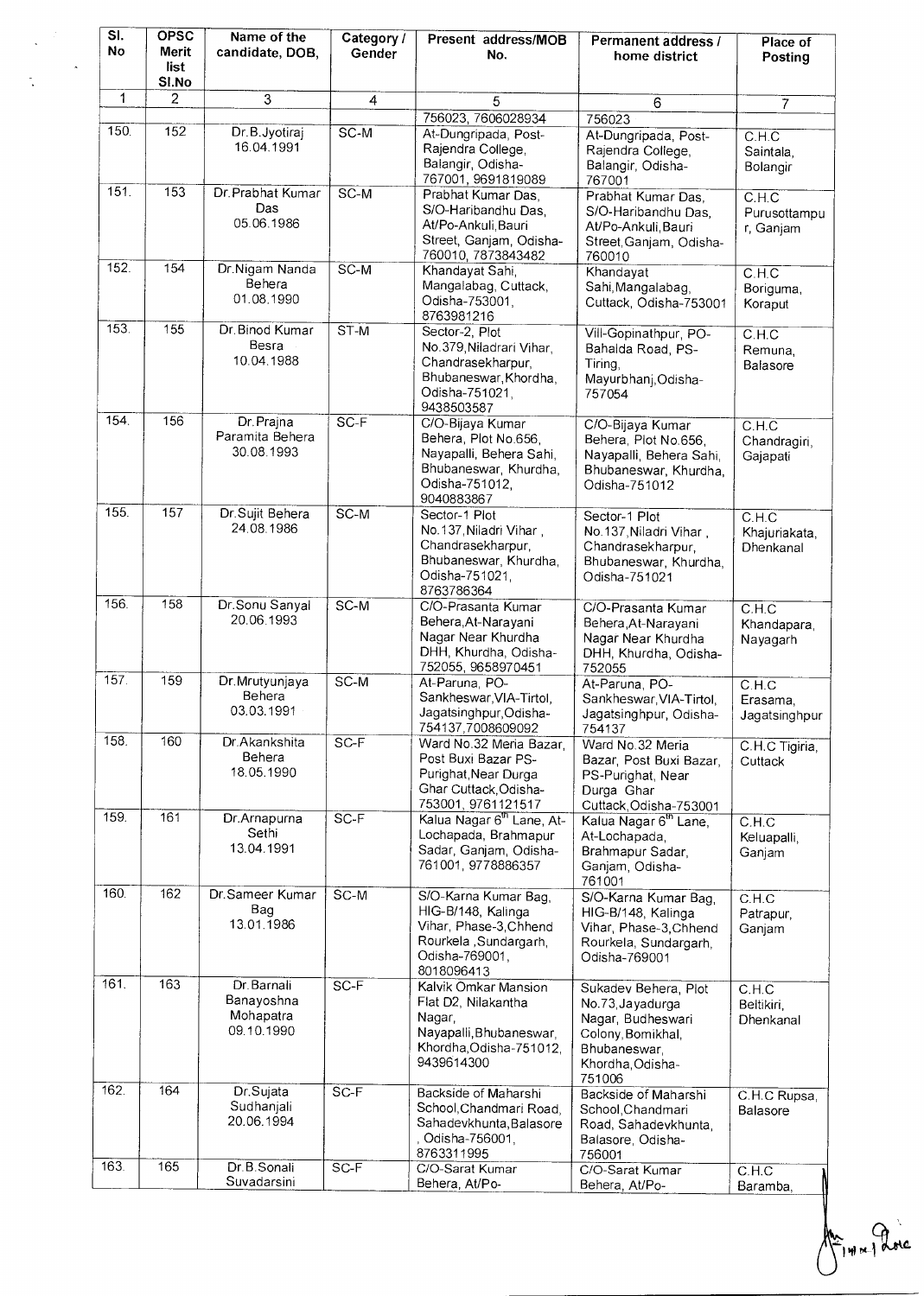| Sl. No | OPSC Merit list Sl.No | Name of the candidate, DOB, | Category / Gender | Present address/MOB No. | Permanent address / home district | Place of Posting |
|---|---|---|---|---|---|---|
| 1 | 2 | 3 | 4 | 5 | 6 | 7 |
| | | | | 756023, 7606028934 | 756023 | |
| 150. | 152 | Dr.B.Jyotiraj 16.04.1991 | SC-M | At-Dungripada, Post-Rajendra College, Balangir, Odisha-767001, 9691819089 | At-Dungripada, Post-Rajendra College, Balangir, Odisha-767001 | C.H.C Saintala, Bolangir |
| 151. | 153 | Dr.Prabhat Kumar Das 05.06.1986 | SC-M | Prabhat Kumar Das, S/O-Haribandhu Das, At/Po-Ankuli,Bauri Street, Ganjam, Odisha-760010, 7873843482 | Prabhat Kumar Das, S/O-Haribandhu Das, At/Po-Ankuli,Bauri Street,Ganjam, Odisha-760010 | C.H.C Purusottampur, Ganjam |
| 152. | 154 | Dr.Nigam Nanda Behera 01.08.1990 | SC-M | Khandayat Sahi, Mangalabag, Cuttack, Odisha-753001, 8763981216 | Khandayat Sahi,Mangalabag, Cuttack, Odisha-753001 | C.H.C Boriguma, Koraput |
| 153. | 155 | Dr.Binod Kumar Besra 10.04.1988 | ST-M | Sector-2, Plot No.379,Niladrari Vihar, Chandrasekharpur, Bhubaneswar,Khordha, Odisha-751021, 9438503587 | Vill-Gopinathpur, PO-Bahalda Road, PS-Tiring, Mayurbhanj,Odisha-757054 | C.H.C Remuna, Balasore |
| 154. | 156 | Dr.Prajna Paramita Behera 30.08.1993 | SC-F | C/O-Bijaya Kumar Behera, Plot No.656, Nayapalli, Behera Sahi, Bhubaneswar, Khurdha, Odisha-751012, 9040883867 | C/O-Bijaya Kumar Behera, Plot No.656, Nayapalli, Behera Sahi, Bhubaneswar, Khurdha, Odisha-751012 | C.H.C Chandragiri, Gajapati |
| 155. | 157 | Dr.Sujit Behera 24.08.1986 | SC-M | Sector-1 Plot No.137,Niladri Vihar , Chandrasekharpur, Bhubaneswar, Khurdha, Odisha-751021, 8763786364 | Sector-1 Plot No.137,Niladri Vihar , Chandrasekharpur, Bhubaneswar, Khurdha, Odisha-751021 | C.H.C Khajuriakata, Dhenkanal |
| 156. | 158 | Dr.Sonu Sanyal 20.06.1993 | SC-M | C/O-Prasanta Kumar Behera,At-Narayani Nagar Near Khurdha DHH, Khurdha, Odisha-752055, 9658970451 | C/O-Prasanta Kumar Behera,At-Narayani Nagar Near Khurdha DHH, Khurdha, Odisha-752055 | C.H.C Khandapara, Nayagarh |
| 157. | 159 | Dr.Mrutyunjaya Behera 03.03.1991 | SC-M | At-Paruna, PO-Sankheswar,VIA-Tirtol, Jagatsinghpur,Odisha-754137,7008609092 | At-Paruna, PO-Sankheswar,VIA-Tirtol, Jagatsinghpur, Odisha-754137 | C.H.C Erasama, Jagatsinghpur |
| 158. | 160 | Dr.Akankshita Behera 18.05.1990 | SC-F | Ward No.32 Meria Bazar, Post Buxi Bazar PS-Purighat,Near Durga Ghar Cuttack,Odisha-753001, 9761121517 | Ward No.32 Meria Bazar, Post Buxi Bazar, PS-Purighat, Near Durga Ghar Cuttack,Odisha-753001 | C.H.C Tigiria, Cuttack |
| 159. | 161 | Dr.Arnapurna Sethi 13.04.1991 | SC-F | Kalua Nagar 6th Lane, At-Lochapada, Brahmapur Sadar, Ganjam, Odisha-761001, 9778886357 | Kalua Nagar 6th Lane, At-Lochapada, Brahmapur Sadar, Ganjam, Odisha-761001 | C.H.C Keluapalli, Ganjam |
| 160. | 162 | Dr.Sameer Kumar Bag 13.01.1986 | SC-M | S/O-Karna Kumar Bag, HIG-B/148, Kalinga Vihar, Phase-3,Chhend Rourkela ,Sundargarh, Odisha-769001, 8018096413 | S/O-Karna Kumar Bag, HIG-B/148, Kalinga Vihar, Phase-3,Chhend Rourkela, Sundargarh, Odisha-769001 | C.H.C Patrapur, Ganjam |
| 161. | 163 | Dr.Barnali Banayoshna Mohapatra 09.10.1990 | SC-F | Kalvik Omkar Mansion Flat D2, Nilakantha Nagar, Nayapalli,Bhubaneswar, Khordha,Odisha-751012, 9439614300 | Sukadev Behera, Plot No.73,Jayadurga Nagar, Budheswari Colony,Bomikhal, Bhubaneswar, Khordha,Odisha-751006 | C.H.C Beltikiri, Dhenkanal |
| 162. | 164 | Dr.Sujata Sudhanjali 20.06.1994 | SC-F | Backside of Maharshi School,Chandmari Road, Sahadevkhunta,Balasore , Odisha-756001, 8763311995 | Backside of Maharshi School,Chandmari Road, Sahadevkhunta, Balasore, Odisha-756001 | C.H.C Rupsa, Balasore |
| 163. | 165 | Dr.B.Sonali Suvadarsini | SC-F | C/O-Sarat Kumar Behera, At/Po- | C/O-Sarat Kumar Behera, At/Po- | C.H.C Baramba, |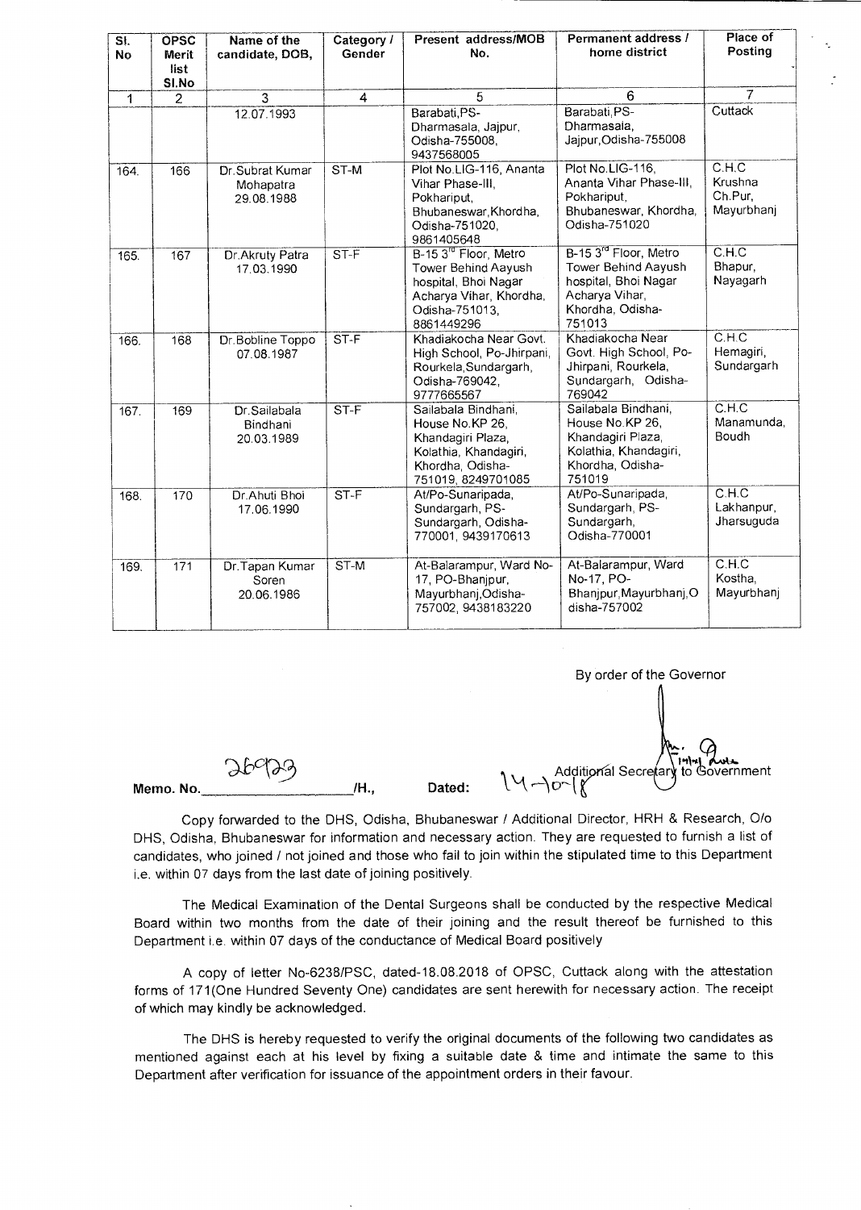| Sl. No | OPSC Merit list Sl.No | Name of the candidate, DOB, | Category / Gender | Present address/MOB No. | Permanent address / home district | Place of Posting |
|---|---|---|---|---|---|---|
| 1 | 2 | 3 | 4 | 5 | 6 | 7 |
| | | 12.07.1993 | | Barabati,PS-Dharmasala, Jajpur, Odisha-755008, 9437568005 | Barabati,PS-Dharmasala, Jajpur,Odisha-755008 | Cuttack |
| 164. | 166 | Dr.Subrat Kumar Mohapatra 29.08.1988 | ST-M | Plot No.LIG-116, Ananta Vihar Phase-III, Pokhariput, Bhubaneswar,Khordha, Odisha-751020, 9861405648 | Plot No.LIG-116, Ananta Vihar Phase-III, Pokhariput, Bhubaneswar, Khordha, Odisha-751020 | C.H.C Krushna Ch.Pur, Mayurbhanj |
| 165. | 167 | Dr.Akruty Patra 17.03.1990 | ST-F | B-15 3rd Floor, Metro Tower Behind Aayush hospital, Bhoi Nagar Acharya Vihar, Khordha, Odisha-751013, 8861449296 | B-15 3rd Floor, Metro Tower Behind Aayush hospital, Bhoi Nagar Acharya Vihar, Khordha, Odisha-751013 | C.H.C Bhapur, Nayagarh |
| 166. | 168 | Dr.Bobline Toppo 07.08.1987 | ST-F | Khadiakocha Near Govt. High School, Po-Jhirpani, Rourkela,Sundargarh, Odisha-769042, 9777665567 | Khadiakocha Near Govt. High School, Po-Jhirpani, Rourkela, Sundargarh, Odisha-769042 | C.H.C Hemagiri, Sundargarh |
| 167. | 169 | Dr.Sailabala Bindhani 20.03.1989 | ST-F | Sailabala Bindhani, House No.KP 26, Khandagiri Plaza, Kolathia, Khandagiri, Khordha, Odisha-751019, 8249701085 | Sailabala Bindhani, House No.KP 26, Khandagiri Plaza, Kolathia, Khandagiri, Khordha, Odisha-751019 | C.H.C Manamunda, Boudh |
| 168. | 170 | Dr.Ahuti Bhoi 17.06.1990 | ST-F | At/Po-Sunaripada, Sundargarh, PS-Sundargarh, Odisha-770001, 9439170613 | At/Po-Sunaripada, Sundargarh, PS-Sundargarh, Odisha-770001 | C.H.C Lakhanpur, Jharsuguda |
| 169. | 171 | Dr.Tapan Kumar Soren 20.06.1986 | ST-M | At-Balarampur, Ward No-17, PO-Bhanjpur, Mayurbhanj,Odisha-757002, 9438183220 | At-Balarampur, Ward No-17, PO-Bhanjpur,Mayurbhanj,Odisha-757002 | C.H.C Kostha, Mayurbhanj |

By order of the Governor

Additional Secretary to Government

Memo. No. 26923 /H., Dated: 14-10-18

Copy forwarded to the DHS, Odisha, Bhubaneswar / Additional Director, HRH & Research, O/o DHS, Odisha, Bhubaneswar for information and necessary action. They are requested to furnish a list of candidates, who joined / not joined and those who fail to join within the stipulated time to this Department i.e. within 07 days from the last date of joining positively.

The Medical Examination of the Dental Surgeons shall be conducted by the respective Medical Board within two months from the date of their joining and the result thereof be furnished to this Department i.e. within 07 days of the conductance of Medical Board positively

A copy of letter No-6238/PSC, dated-18.08.2018 of OPSC, Cuttack along with the attestation forms of 171(One Hundred Seventy One) candidates are sent herewith for necessary action. The receipt of which may kindly be acknowledged.

The DHS is hereby requested to verify the original documents of the following two candidates as mentioned against each at his level by fixing a suitable date & time and intimate the same to this Department after verification for issuance of the appointment orders in their favour.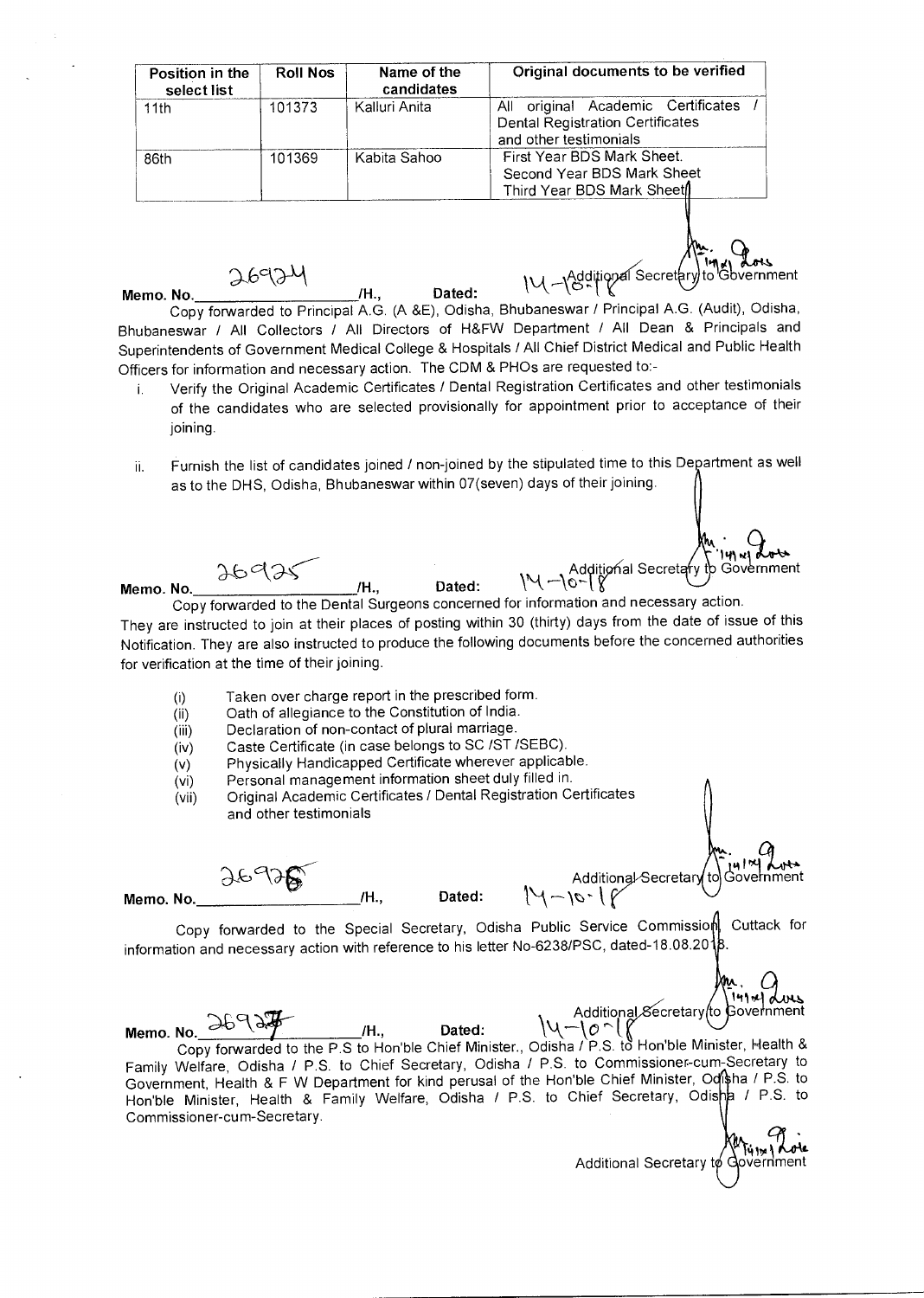| Position in the select list | Roll Nos | Name of the candidates | Original documents to be verified |
|---|---|---|---|
| 11th | 101373 | Kalluri Anita | All original Academic Certificates / Dental Registration Certificates and other testimonials |
| 86th | 101369 | Kabita Sahoo | First Year BDS Mark Sheet. Second Year BDS Mark Sheet Third Year BDS Mark Sheet |

Additional Secretary to Government

Memo. No. 26924 /H., Dated: 14-10-18

Copy forwarded to Principal A.G. (A &E), Odisha, Bhubaneswar / Principal A.G. (Audit), Odisha, Bhubaneswar / All Collectors / All Directors of H&FW Department / All Dean & Principals and Superintendents of Government Medical College & Hospitals / All Chief District Medical and Public Health Officers for information and necessary action. The CDM & PHOs are requested to:-

i. Verify the Original Academic Certificates / Dental Registration Certificates and other testimonials of the candidates who are selected provisionally for appointment prior to acceptance of their joining.

ii. Furnish the list of candidates joined / non-joined by the stipulated time to this Department as well as to the DHS, Odisha, Bhubaneswar within 07(seven) days of their joining.

Additional Secretary to Government

Memo. No. 26925 /H., Dated: 14-10-18

Copy forwarded to the Dental Surgeons concerned for information and necessary action. They are instructed to join at their places of posting within 30 (thirty) days from the date of issue of this Notification. They are also instructed to produce the following documents before the concerned authorities for verification at the time of their joining.

(i) Taken over charge report in the prescribed form.
(ii) Oath of allegiance to the Constitution of India.
(iii) Declaration of non-contact of plural marriage.
(iv) Caste Certificate (in case belongs to SC /ST /SEBC).
(v) Physically Handicapped Certificate wherever applicable.
(vi) Personal management information sheet duly filled in.
(vii) Original Academic Certificates / Dental Registration Certificates and other testimonials

Additional Secretary to Government

Memo. No. 26926 /H., Dated: 14-10-18

Copy forwarded to the Special Secretary, Odisha Public Service Commission, Cuttack for information and necessary action with reference to his letter No-6238/PSC, dated-18.08.2018.

Additional Secretary to Government

Memo. No. 26927 /H., Dated: 14-10-18

Copy forwarded to the P.S to Hon'ble Chief Minister., Odisha / P.S. to Hon'ble Minister, Health & Family Welfare, Odisha / P.S. to Chief Secretary, Odisha / P.S. to Commissioner-cum-Secretary to Government, Health & F W Department for kind perusal of the Hon'ble Chief Minister, Odisha / P.S. to Hon'ble Minister, Health & Family Welfare, Odisha / P.S. to Chief Secretary, Odisha / P.S. to Commissioner-cum-Secretary.

Additional Secretary to Government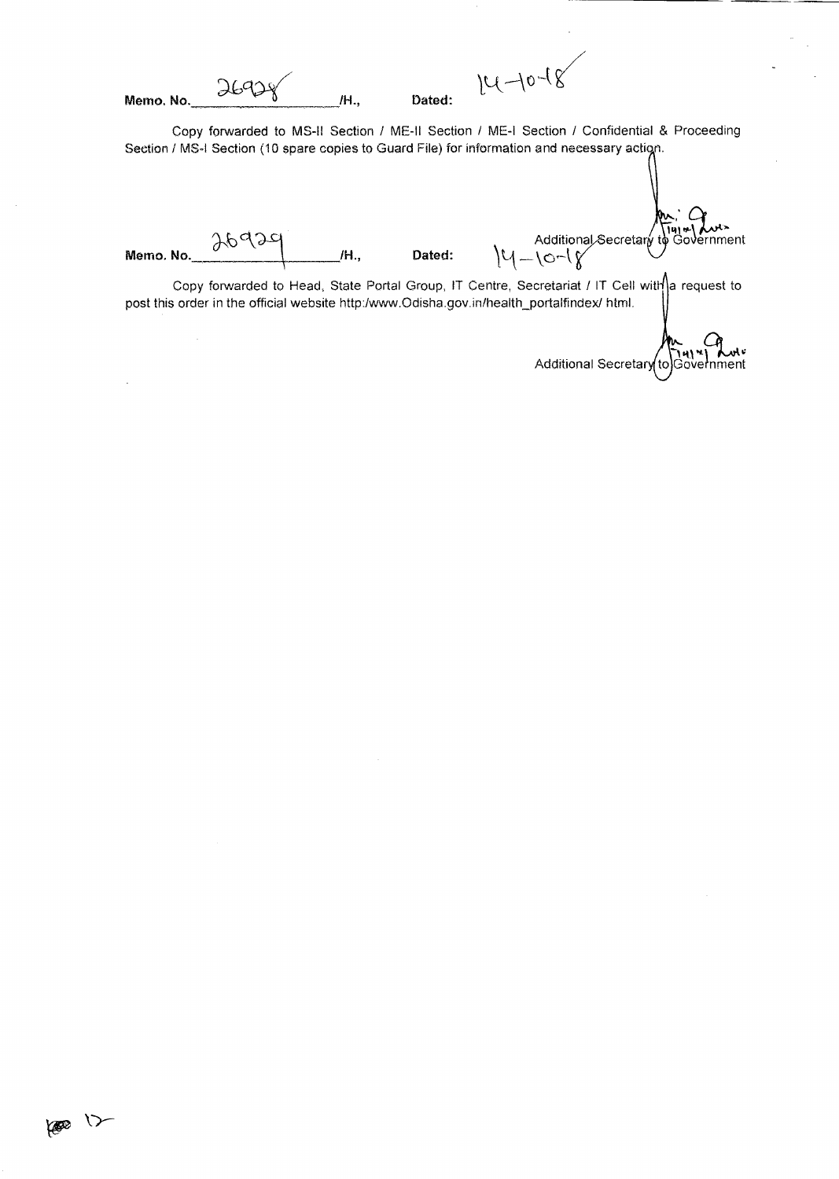Memo. No. 26928 /H., Dated: 14-10-18

Copy forwarded to MS-II Section / ME-II Section / ME-I Section / Confidential & Proceeding Section / MS-I Section (10 spare copies to Guard File) for information and necessary action.

Additional Secretary to Government

Memo. No. 26929 /H., Dated: 14-10-18

Copy forwarded to Head, State Portal Group, IT Centre, Secretariat / IT Cell with a request to post this order in the official website http:/www.Odisha.gov.in/health_portalfindex/ html.

Additional Secretary to Government